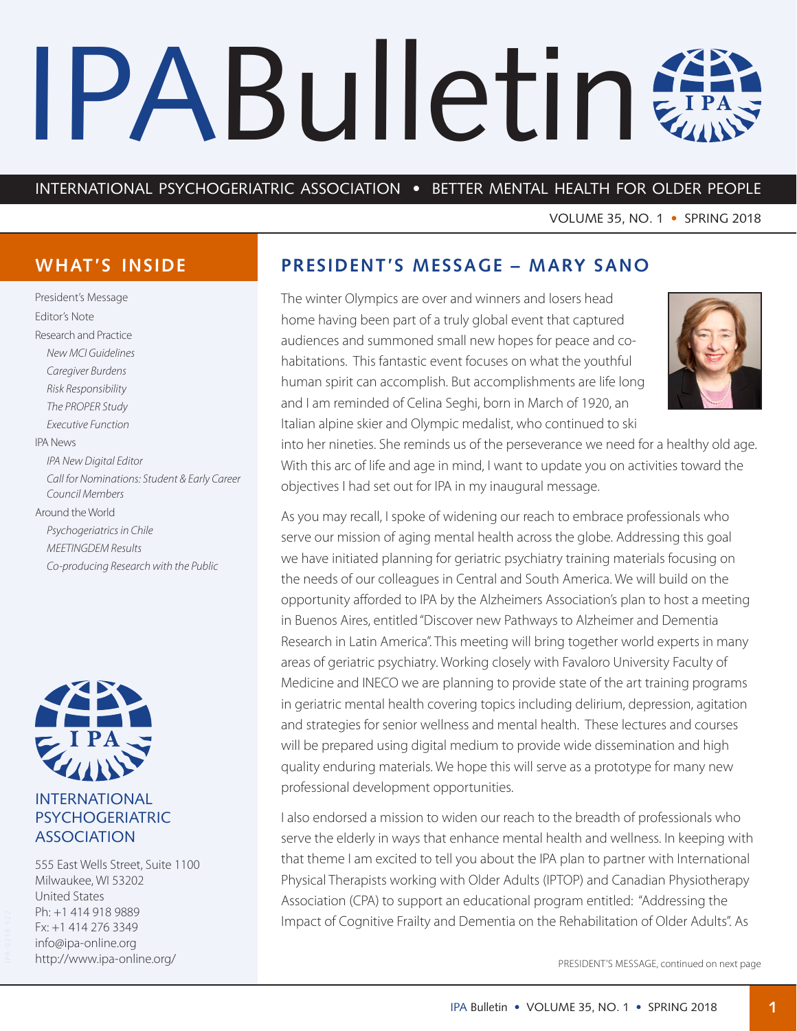# IPA Bulletin

INTERNATIONAL PSYCHOGERIATRIC ASSOCIATION • BETTER MENTAL HEALTH FOR OLDER PEOPLE

VOLUME 35, NO. 1 • SPRING 2018

## WHAT'S INSIDE

- President's Message
- Editor's Note
- Research and Practice
  - *New MCI Guidelines*
  - *Caregiver Burdens*
  - *Risk Responsibility*
  - *The PROPER Study*
  - *Executive Function*
- IPA News
  - *IPA New Digital Editor*
  - *Call for Nominations: Student & Early Career Council Members*
- Around the World
  - *Psychogeriatrics in Chile*
  - *MEETINGDEM Results*
  - *Co-producing Research with the Public*

INTERNATIONAL PSYCHOGERIATRIC ASSOCIATION

555 East Wells Street, Suite 1100
Milwaukee, WI 53202
United States
Ph: +1 414 918 9889
Fx: +1 414 276 3349
info@ipa-online.org
http://www.ipa-online.org/

## PRESIDENT'S MESSAGE – MARY SANO

The winter Olympics are over and winners and losers head home having been part of a truly global event that captured audiences and summoned small new hopes for peace and co-habitations. This fantastic event focuses on what the youthful human spirit can accomplish. But accomplishments are life long and I am reminded of Celina Seghi, born in March of 1920, an Italian alpine skier and Olympic medalist, who continued to ski into her nineties. She reminds us of the perseverance we need for a healthy old age. With this arc of life and age in mind, I want to update you on activities toward the objectives I had set out for IPA in my inaugural message.

As you may recall, I spoke of widening our reach to embrace professionals who serve our mission of aging mental health across the globe. Addressing this goal we have initiated planning for geriatric psychiatry training materials focusing on the needs of our colleagues in Central and South America. We will build on the opportunity afforded to IPA by the Alzheimers Association's plan to host a meeting in Buenos Aires, entitled "Discover new Pathways to Alzheimer and Dementia Research in Latin America". This meeting will bring together world experts in many areas of geriatric psychiatry. Working closely with Favaloro University Faculty of Medicine and INECO we are planning to provide state of the art training programs in geriatric mental health covering topics including delirium, depression, agitation and strategies for senior wellness and mental health. These lectures and courses will be prepared using digital medium to provide wide dissemination and high quality enduring materials. We hope this will serve as a prototype for many new professional development opportunities.

I also endorsed a mission to widen our reach to the breadth of professionals who serve the elderly in ways that enhance mental health and wellness. In keeping with that theme I am excited to tell you about the IPA plan to partner with International Physical Therapists working with Older Adults (IPTOP) and Canadian Physiotherapy Association (CPA) to support an educational program entitled: "Addressing the Impact of Cognitive Frailty and Dementia on the Rehabilitation of Older Adults". As

PRESIDENT'S MESSAGE, continued on next page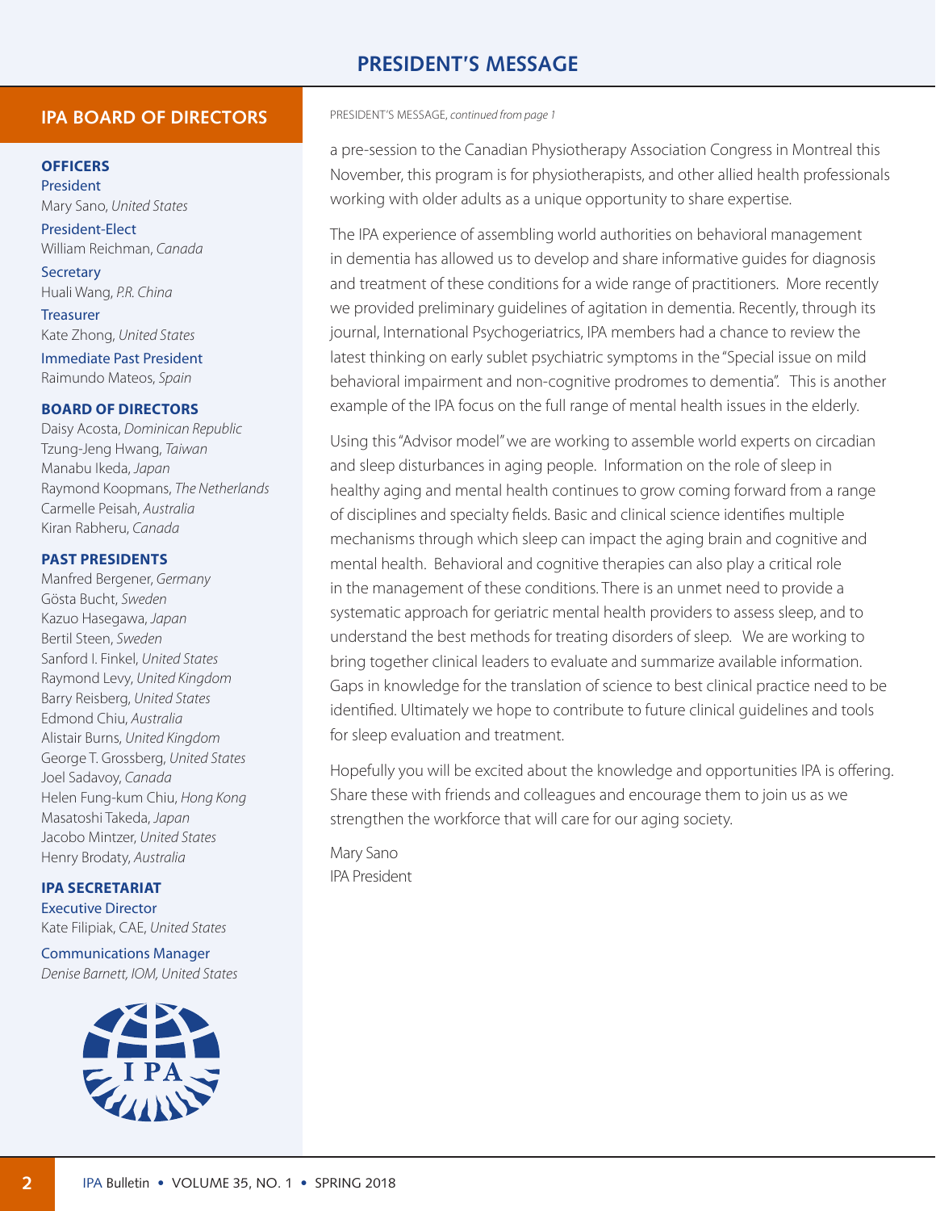# PRESIDENT'S MESSAGE

## IPA BOARD OF DIRECTORS

### OFFICERS

President
Mary Sano, *United States*

President-Elect
William Reichman, *Canada*

Secretary
Huali Wang, *P.R. China*

Treasurer
Kate Zhong, *United States*

Immediate Past President
Raimundo Mateos, *Spain*

### BOARD OF DIRECTORS

Daisy Acosta, *Dominican Republic*
Tzung-Jeng Hwang, *Taiwan*
Manabu Ikeda, *Japan*
Raymond Koopmans, *The Netherlands*
Carmelle Peisah, *Australia*
Kiran Rabheru, *Canada*

### PAST PRESIDENTS

Manfred Bergener, *Germany*
Gösta Bucht, *Sweden*
Kazuo Hasegawa, *Japan*
Bertil Steen, *Sweden*
Sanford I. Finkel, *United States*
Raymond Levy, *United Kingdom*
Barry Reisberg, *United States*
Edmond Chiu, *Australia*
Alistair Burns, *United Kingdom*
George T. Grossberg, *United States*
Joel Sadavoy, *Canada*
Helen Fung-kum Chiu, *Hong Kong*
Masatoshi Takeda, *Japan*
Jacobo Mintzer, *United States*
Henry Brodaty, *Australia*

### IPA SECRETARIAT

Executive Director
Kate Filipiak, CAE, *United States*

Communications Manager
*Denise Barnett, IOM, United States*

PRESIDENT'S MESSAGE, *continued from page 1*

a pre-session to the Canadian Physiotherapy Association Congress in Montreal this November, this program is for physiotherapists, and other allied health professionals working with older adults as a unique opportunity to share expertise.

The IPA experience of assembling world authorities on behavioral management in dementia has allowed us to develop and share informative guides for diagnosis and treatment of these conditions for a wide range of practitioners. More recently we provided preliminary guidelines of agitation in dementia. Recently, through its journal, International Psychogeriatrics, IPA members had a chance to review the latest thinking on early sublet psychiatric symptoms in the "Special issue on mild behavioral impairment and non-cognitive prodromes to dementia". This is another example of the IPA focus on the full range of mental health issues in the elderly.

Using this "Advisor model" we are working to assemble world experts on circadian and sleep disturbances in aging people. Information on the role of sleep in healthy aging and mental health continues to grow coming forward from a range of disciplines and specialty fields. Basic and clinical science identifies multiple mechanisms through which sleep can impact the aging brain and cognitive and mental health. Behavioral and cognitive therapies can also play a critical role in the management of these conditions. There is an unmet need to provide a systematic approach for geriatric mental health providers to assess sleep, and to understand the best methods for treating disorders of sleep. We are working to bring together clinical leaders to evaluate and summarize available information. Gaps in knowledge for the translation of science to best clinical practice need to be identified. Ultimately we hope to contribute to future clinical guidelines and tools for sleep evaluation and treatment.

Hopefully you will be excited about the knowledge and opportunities IPA is offering. Share these with friends and colleagues and encourage them to join us as we strengthen the workforce that will care for our aging society.

Mary Sano
IPA President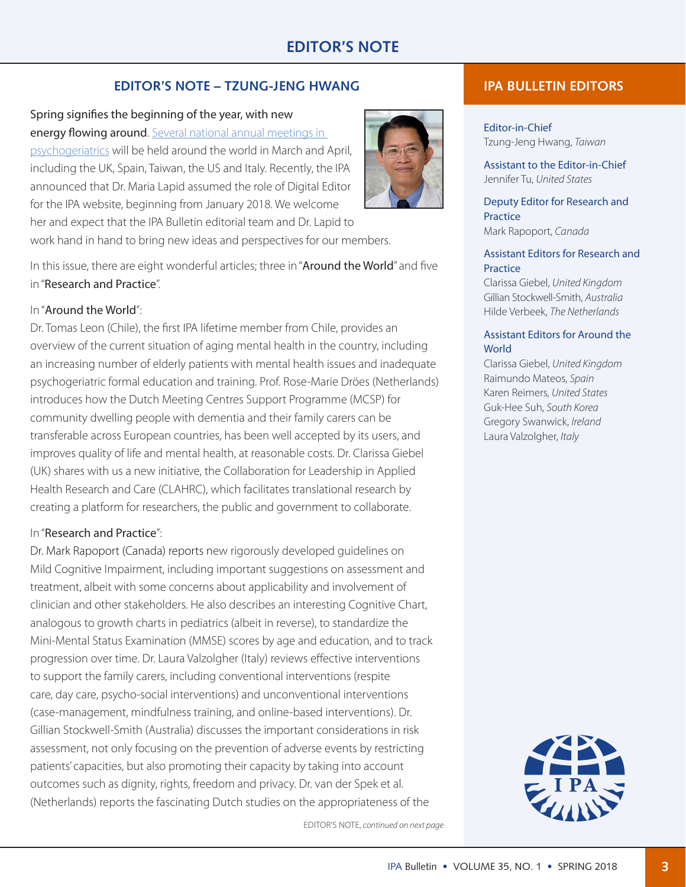# EDITOR'S NOTE

## EDITOR'S NOTE – TZUNG-JENG HWANG

Spring signifies the beginning of the year, with new energy flowing around. Several national annual meetings in psychogeriatrics will be held around the world in March and April, including the UK, Spain, Taiwan, the US and Italy. Recently, the IPA announced that Dr. Maria Lapid assumed the role of Digital Editor for the IPA website, beginning from January 2018. We welcome her and expect that the IPA Bulletin editorial team and Dr. Lapid to work hand in hand to bring new ideas and perspectives for our members.

In this issue, there are eight wonderful articles; three in "Around the World" and five in "Research and Practice".

In "Around the World":
Dr. Tomas Leon (Chile), the first IPA lifetime member from Chile, provides an overview of the current situation of aging mental health in the country, including an increasing number of elderly patients with mental health issues and inadequate psychogeriatric formal education and training. Prof. Rose-Marie Dröes (Netherlands) introduces how the Dutch Meeting Centres Support Programme (MCSP) for community dwelling people with dementia and their family carers can be transferable across European countries, has been well accepted by its users, and improves quality of life and mental health, at reasonable costs. Dr. Clarissa Giebel (UK) shares with us a new initiative, the Collaboration for Leadership in Applied Health Research and Care (CLAHRC), which facilitates translational research by creating a platform for researchers, the public and government to collaborate.

In "Research and Practice":
Dr. Mark Rapoport (Canada) reports new rigorously developed guidelines on Mild Cognitive Impairment, including important suggestions on assessment and treatment, albeit with some concerns about applicability and involvement of clinician and other stakeholders. He also describes an interesting Cognitive Chart, analogous to growth charts in pediatrics (albeit in reverse), to standardize the Mini-Mental Status Examination (MMSE) scores by age and education, and to track progression over time. Dr. Laura Valzolgher (Italy) reviews effective interventions to support the family carers, including conventional interventions (respite care, day care, psycho-social interventions) and unconventional interventions (case-management, mindfulness training, and online-based interventions). Dr. Gillian Stockwell-Smith (Australia) discusses the important considerations in risk assessment, not only focusing on the prevention of adverse events by restricting patients' capacities, but also promoting their capacity by taking into account outcomes such as dignity, rights, freedom and privacy. Dr. van der Spek et al. (Netherlands) reports the fascinating Dutch studies on the appropriateness of the

EDITOR'S NOTE, *continued on next page*

## IPA BULLETIN EDITORS

**Editor-in-Chief**
Tzung-Jeng Hwang, *Taiwan*

**Assistant to the Editor-in-Chief**
Jennifer Tu, *United States*

**Deputy Editor for Research and Practice**
Mark Rapoport, *Canada*

**Assistant Editors for Research and Practice**
Clarissa Giebel, *United Kingdom*
Gillian Stockwell-Smith, *Australia*
Hilde Verbeek, *The Netherlands*

**Assistant Editors for Around the World**
Clarissa Giebel, *United Kingdom*
Raimundo Mateos, *Spain*
Karen Reimers, *United States*
Guk-Hee Suh, *South Korea*
Gregory Swanwick, *Ireland*
Laura Valzolgher, *Italy*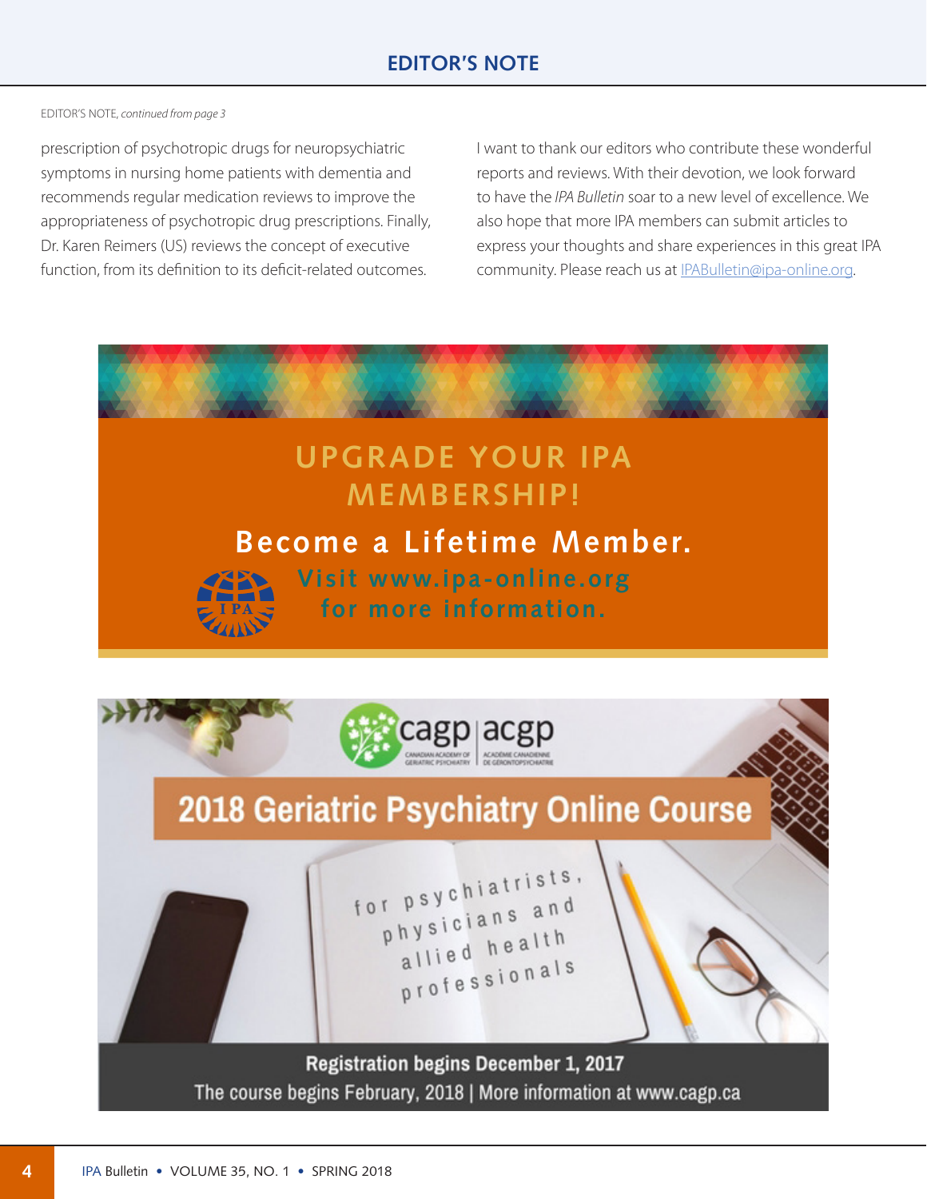## EDITOR'S NOTE

EDITOR'S NOTE, *continued from page 3*

prescription of psychotropic drugs for neuropsychiatric symptoms in nursing home patients with dementia and recommends regular medication reviews to improve the appropriateness of psychotropic drug prescriptions. Finally, Dr. Karen Reimers (US) reviews the concept of executive function, from its definition to its deficit-related outcomes.

I want to thank our editors who contribute these wonderful reports and reviews. With their devotion, we look forward to have the *IPA Bulletin* soar to a new level of excellence. We also hope that more IPA members can submit articles to express your thoughts and share experiences in this great IPA community. Please reach us at IPABulletin@ipa-online.org.

**UPGRADE YOUR IPA MEMBERSHIP!**

**Become a Lifetime Member.**

Visit www.ipa-online.org for more information.

cagp | acgp
CANADIAN ACADEMY OF GERIATRIC PSYCHIATRY | ACADÉMIE CANADIENNE DE GÉRONTOPSYCHIATRIE

**2018 Geriatric Psychiatry Online Course**

for psychiatrists, physicians and allied health professionals

**Registration begins December 1, 2017**

The course begins February, 2018 | More information at www.cagp.ca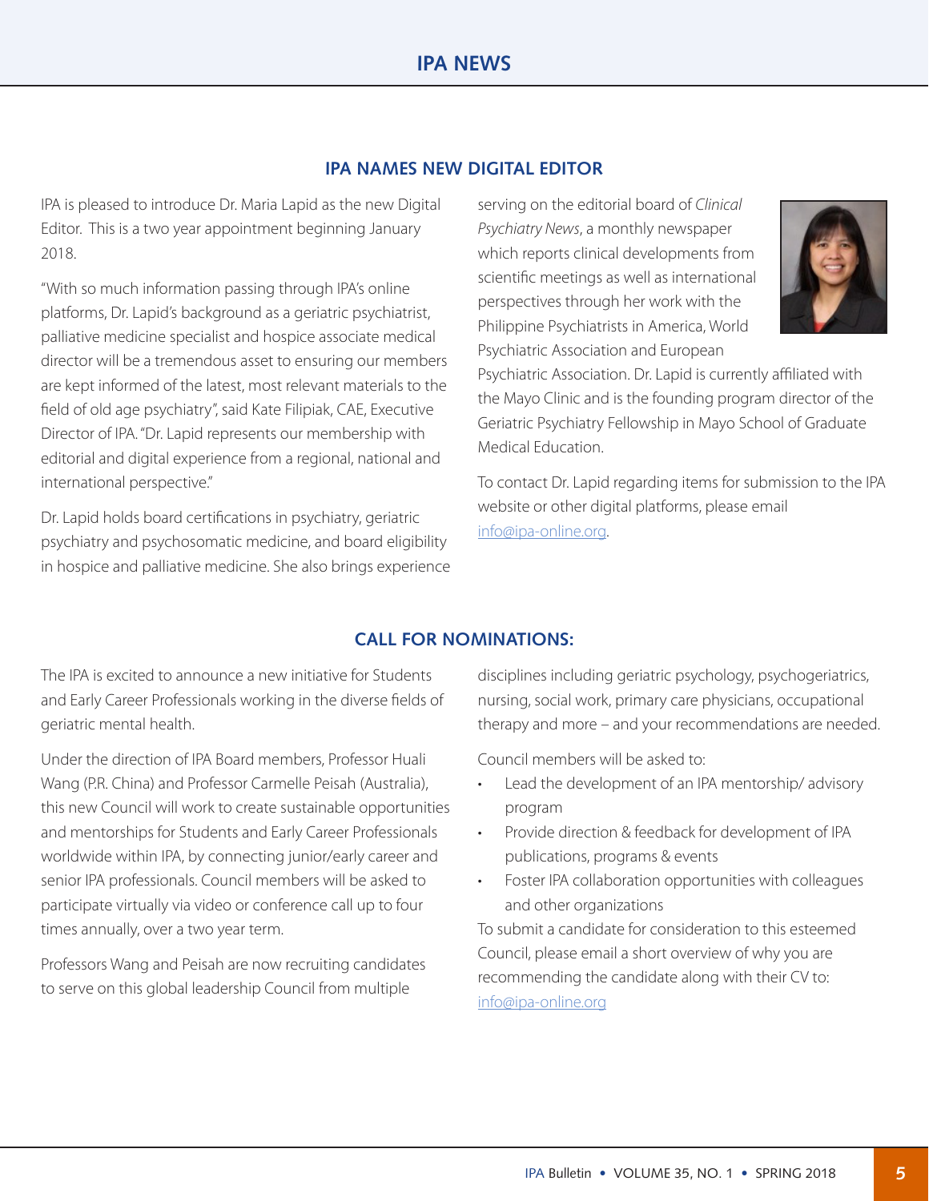## IPA NEWS

### IPA NAMES NEW DIGITAL EDITOR

IPA is pleased to introduce Dr. Maria Lapid as the new Digital Editor. This is a two year appointment beginning January 2018.

"With so much information passing through IPA's online platforms, Dr. Lapid's background as a geriatric psychiatrist, palliative medicine specialist and hospice associate medical director will be a tremendous asset to ensuring our members are kept informed of the latest, most relevant materials to the field of old age psychiatry", said Kate Filipiak, CAE, Executive Director of IPA. "Dr. Lapid represents our membership with editorial and digital experience from a regional, national and international perspective."

Dr. Lapid holds board certifications in psychiatry, geriatric psychiatry and psychosomatic medicine, and board eligibility in hospice and palliative medicine. She also brings experience serving on the editorial board of *Clinical Psychiatry News*, a monthly newspaper which reports clinical developments from scientific meetings as well as international perspectives through her work with the Philippine Psychiatrists in America, World Psychiatric Association and European Psychiatric Association. Dr. Lapid is currently affiliated with the Mayo Clinic and is the founding program director of the Geriatric Psychiatry Fellowship in Mayo School of Graduate Medical Education.

To contact Dr. Lapid regarding items for submission to the IPA website or other digital platforms, please email info@ipa-online.org.

### CALL FOR NOMINATIONS:

The IPA is excited to announce a new initiative for Students and Early Career Professionals working in the diverse fields of geriatric mental health.

Under the direction of IPA Board members, Professor Huali Wang (P.R. China) and Professor Carmelle Peisah (Australia), this new Council will work to create sustainable opportunities and mentorships for Students and Early Career Professionals worldwide within IPA, by connecting junior/early career and senior IPA professionals. Council members will be asked to participate virtually via video or conference call up to four times annually, over a two year term.

Professors Wang and Peisah are now recruiting candidates to serve on this global leadership Council from multiple disciplines including geriatric psychology, psychogeriatrics, nursing, social work, primary care physicians, occupational therapy and more – and your recommendations are needed.

Council members will be asked to:

- Lead the development of an IPA mentorship/ advisory program
- Provide direction & feedback for development of IPA publications, programs & events
- Foster IPA collaboration opportunities with colleagues and other organizations

To submit a candidate for consideration to this esteemed Council, please email a short overview of why you are recommending the candidate along with their CV to: info@ipa-online.org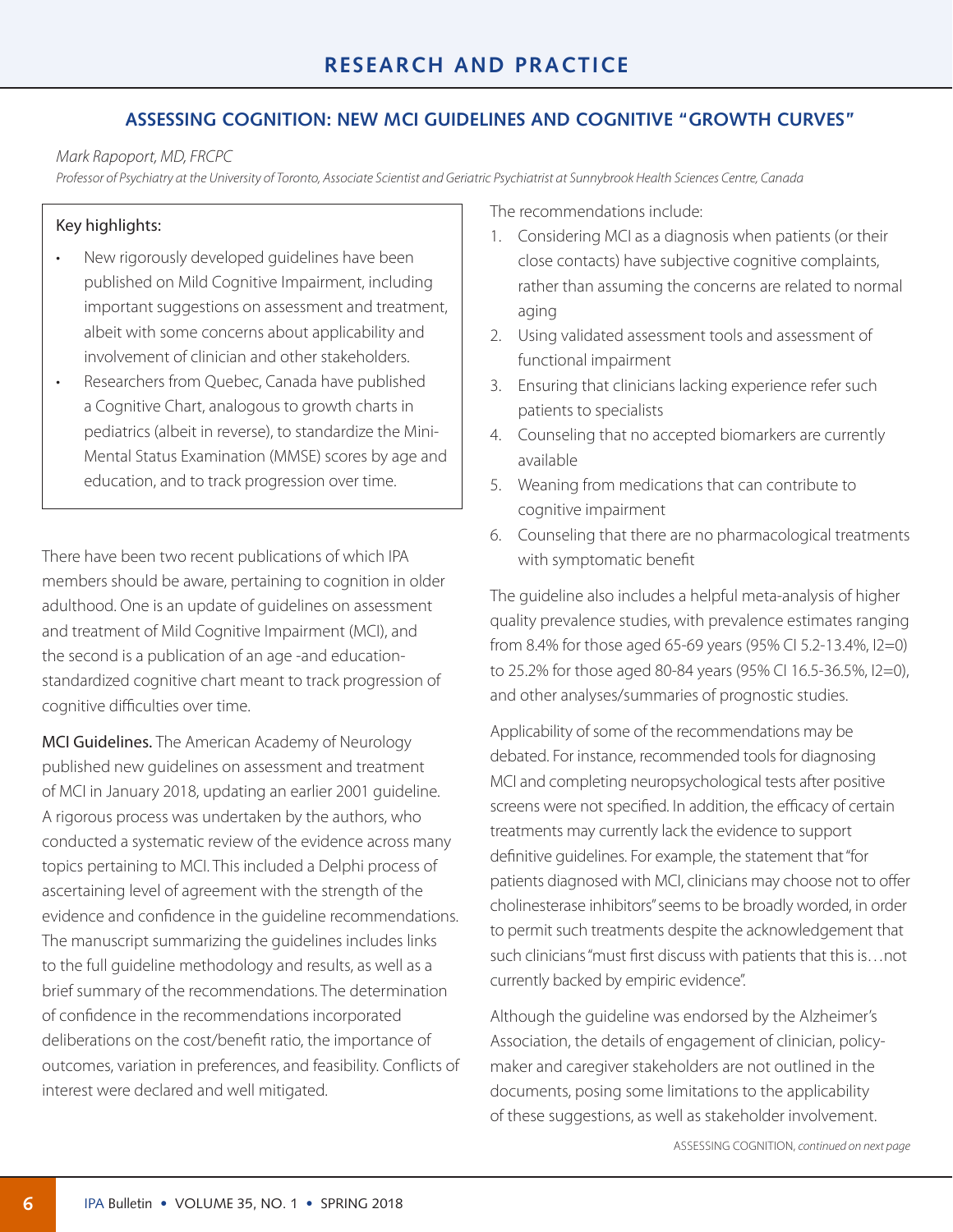## ASSESSING COGNITION: NEW MCI GUIDELINES AND COGNITIVE "GROWTH CURVES"

*Mark Rapoport, MD, FRCPC*

*Professor of Psychiatry at the University of Toronto, Associate Scientist and Geriatric Psychiatrist at Sunnybrook Health Sciences Centre, Canada*

> Key highlights:
>
> - New rigorously developed guidelines have been published on Mild Cognitive Impairment, including important suggestions on assessment and treatment, albeit with some concerns about applicability and involvement of clinician and other stakeholders.
> - Researchers from Quebec, Canada have published a Cognitive Chart, analogous to growth charts in pediatrics (albeit in reverse), to standardize the Mini-Mental Status Examination (MMSE) scores by age and education, and to track progression over time.

There have been two recent publications of which IPA members should be aware, pertaining to cognition in older adulthood. One is an update of guidelines on assessment and treatment of Mild Cognitive Impairment (MCI), and the second is a publication of an age -and education-standardized cognitive chart meant to track progression of cognitive difficulties over time.

**MCI Guidelines.** The American Academy of Neurology published new guidelines on assessment and treatment of MCI in January 2018, updating an earlier 2001 guideline. A rigorous process was undertaken by the authors, who conducted a systematic review of the evidence across many topics pertaining to MCI. This included a Delphi process of ascertaining level of agreement with the strength of the evidence and confidence in the guideline recommendations. The manuscript summarizing the guidelines includes links to the full guideline methodology and results, as well as a brief summary of the recommendations. The determination of confidence in the recommendations incorporated deliberations on the cost/benefit ratio, the importance of outcomes, variation in preferences, and feasibility. Conflicts of interest were declared and well mitigated.

The recommendations include:

1. Considering MCI as a diagnosis when patients (or their close contacts) have subjective cognitive complaints, rather than assuming the concerns are related to normal aging
2. Using validated assessment tools and assessment of functional impairment
3. Ensuring that clinicians lacking experience refer such patients to specialists
4. Counseling that no accepted biomarkers are currently available
5. Weaning from medications that can contribute to cognitive impairment
6. Counseling that there are no pharmacological treatments with symptomatic benefit

The guideline also includes a helpful meta-analysis of higher quality prevalence studies, with prevalence estimates ranging from 8.4% for those aged 65-69 years (95% CI 5.2-13.4%, I2=0) to 25.2% for those aged 80-84 years (95% CI 16.5-36.5%, I2=0), and other analyses/summaries of prognostic studies.

Applicability of some of the recommendations may be debated. For instance, recommended tools for diagnosing MCI and completing neuropsychological tests after positive screens were not specified. In addition, the efficacy of certain treatments may currently lack the evidence to support definitive guidelines. For example, the statement that "for patients diagnosed with MCI, clinicians may choose not to offer cholinesterase inhibitors" seems to be broadly worded, in order to permit such treatments despite the acknowledgement that such clinicians "must first discuss with patients that this is…not currently backed by empiric evidence".

Although the guideline was endorsed by the Alzheimer's Association, the details of engagement of clinician, policy-maker and caregiver stakeholders are not outlined in the documents, posing some limitations to the applicability of these suggestions, as well as stakeholder involvement.

ASSESSING COGNITION, *continued on next page*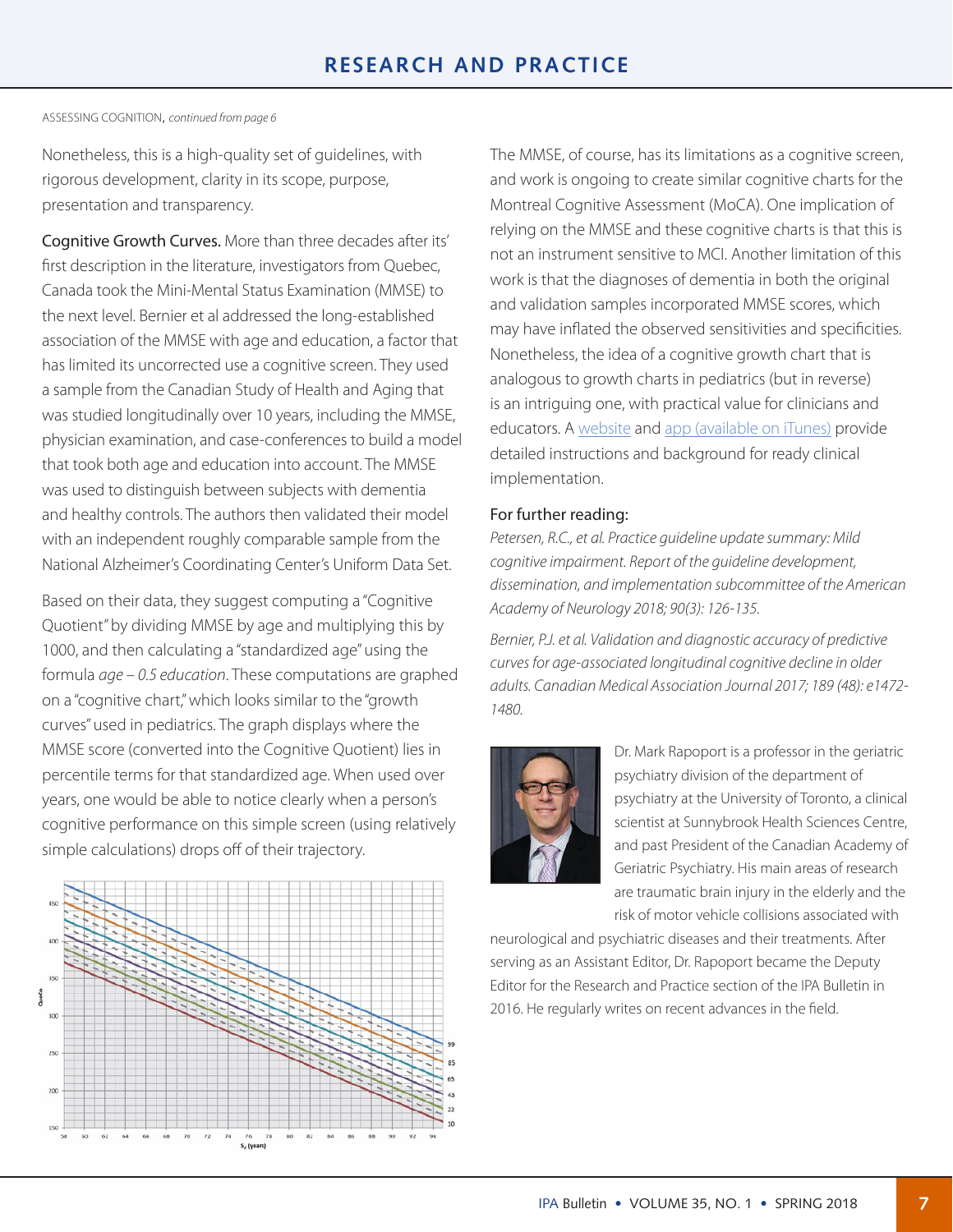## RESEARCH AND PRACTICE

ASSESSING COGNITION, *continued from page 6*

Nonetheless, this is a high-quality set of guidelines, with rigorous development, clarity in its scope, purpose, presentation and transparency.

**Cognitive Growth Curves.** More than three decades after its' first description in the literature, investigators from Quebec, Canada took the Mini-Mental Status Examination (MMSE) to the next level. Bernier et al addressed the long-established association of the MMSE with age and education, a factor that has limited its uncorrected use a cognitive screen. They used a sample from the Canadian Study of Health and Aging that was studied longitudinally over 10 years, including the MMSE, physician examination, and case-conferences to build a model that took both age and education into account. The MMSE was used to distinguish between subjects with dementia and healthy controls. The authors then validated their model with an independent roughly comparable sample from the National Alzheimer's Coordinating Center's Uniform Data Set.

Based on their data, they suggest computing a "Cognitive Quotient" by dividing MMSE by age and multiplying this by 1000, and then calculating a "standardized age" using the formula *age – 0.5 education*. These computations are graphed on a "cognitive chart," which looks similar to the "growth curves" used in pediatrics. The graph displays where the MMSE score (converted into the Cognitive Quotient) lies in percentile terms for that standardized age. When used over years, one would be able to notice clearly when a person's cognitive performance on this simple screen (using relatively simple calculations) drops off of their trajectory.

The MMSE, of course, has its limitations as a cognitive screen, and work is ongoing to create similar cognitive charts for the Montreal Cognitive Assessment (MoCA). One implication of relying on the MMSE and these cognitive charts is that this is not an instrument sensitive to MCI. Another limitation of this work is that the diagnoses of dementia in both the original and validation samples incorporated MMSE scores, which may have inflated the observed sensitivities and specificities. Nonetheless, the idea of a cognitive growth chart that is analogous to growth charts in pediatrics (but in reverse) is an intriguing one, with practical value for clinicians and educators. A website and app (available on iTunes) provide detailed instructions and background for ready clinical implementation.

### For further reading:

*Petersen, R.C., et al. Practice guideline update summary: Mild cognitive impairment. Report of the guideline development, dissemination, and implementation subcommittee of the American Academy of Neurology 2018; 90(3): 126-135.*

*Bernier, P.J. et al. Validation and diagnostic accuracy of predictive curves for age-associated longitudinal cognitive decline in older adults. Canadian Medical Association Journal 2017; 189 (48): e1472-1480.*

Dr. Mark Rapoport is a professor in the geriatric psychiatry division of the department of psychiatry at the University of Toronto, a clinical scientist at Sunnybrook Health Sciences Centre, and past President of the Canadian Academy of Geriatric Psychiatry. His main areas of research are traumatic brain injury in the elderly and the risk of motor vehicle collisions associated with neurological and psychiatric diseases and their treatments. After serving as an Assistant Editor, Dr. Rapoport became the Deputy Editor for the Research and Practice section of the IPA Bulletin in 2016. He regularly writes on recent advances in the field.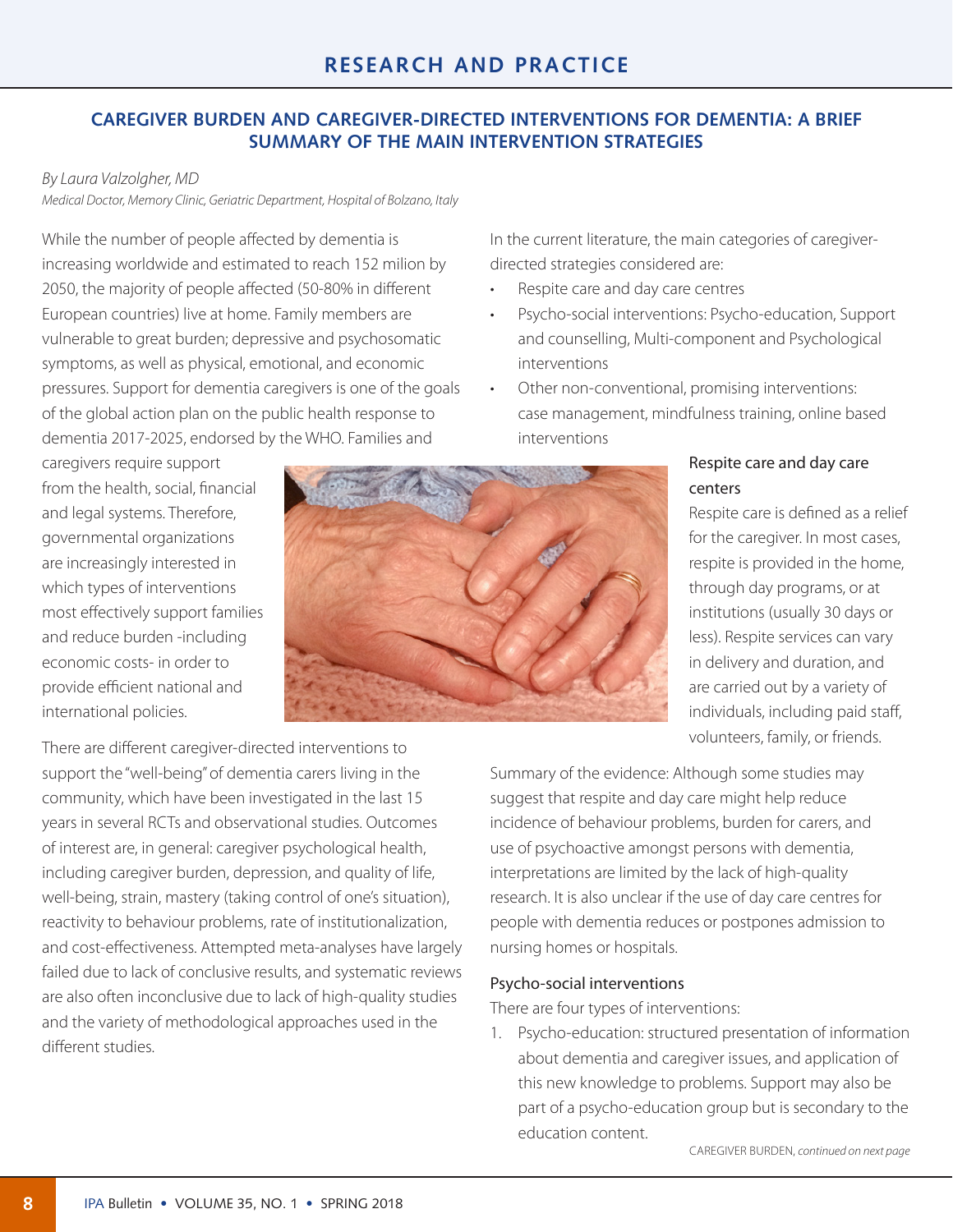## RESEARCH AND PRACTICE

### CAREGIVER BURDEN AND CAREGIVER-DIRECTED INTERVENTIONS FOR DEMENTIA: A BRIEF SUMMARY OF THE MAIN INTERVENTION STRATEGIES

*By Laura Valzolgher, MD*
*Medical Doctor, Memory Clinic, Geriatric Department, Hospital of Bolzano, Italy*

While the number of people affected by dementia is increasing worldwide and estimated to reach 152 milion by 2050, the majority of people affected (50-80% in different European countries) live at home. Family members are vulnerable to great burden; depressive and psychosomatic symptoms, as well as physical, emotional, and economic pressures. Support for dementia caregivers is one of the goals of the global action plan on the public health response to dementia 2017-2025, endorsed by the WHO. Families and caregivers require support from the health, social, financial and legal systems. Therefore, governmental organizations are increasingly interested in which types of interventions most effectively support families and reduce burden -including economic costs- in order to provide efficient national and international policies.

There are different caregiver-directed interventions to support the "well-being" of dementia carers living in the community, which have been investigated in the last 15 years in several RCTs and observational studies. Outcomes of interest are, in general: caregiver psychological health, including caregiver burden, depression, and quality of life, well-being, strain, mastery (taking control of one's situation), reactivity to behaviour problems, rate of institutionalization, and cost-effectiveness. Attempted meta-analyses have largely failed due to lack of conclusive results, and systematic reviews are also often inconclusive due to lack of high-quality studies and the variety of methodological approaches used in the different studies.

In the current literature, the main categories of caregiver-directed strategies considered are:

- Respite care and day care centres
- Psycho-social interventions: Psycho-education, Support and counselling, Multi-component and Psychological interventions
- Other non-conventional, promising interventions: case management, mindfulness training, online based interventions

#### Respite care and day care centers

Respite care is defined as a relief for the caregiver. In most cases, respite is provided in the home, through day programs, or at institutions (usually 30 days or less). Respite services can vary in delivery and duration, and are carried out by a variety of individuals, including paid staff, volunteers, family, or friends.

Summary of the evidence: Although some studies may suggest that respite and day care might help reduce incidence of behaviour problems, burden for carers, and use of psychoactive amongst persons with dementia, interpretations are limited by the lack of high-quality research. It is also unclear if the use of day care centres for people with dementia reduces or postpones admission to nursing homes or hospitals.

#### Psycho-social interventions

There are four types of interventions:

1. Psycho-education: structured presentation of information about dementia and caregiver issues, and application of this new knowledge to problems. Support may also be part of a psycho-education group but is secondary to the education content.

CAREGIVER BURDEN, *continued on next page*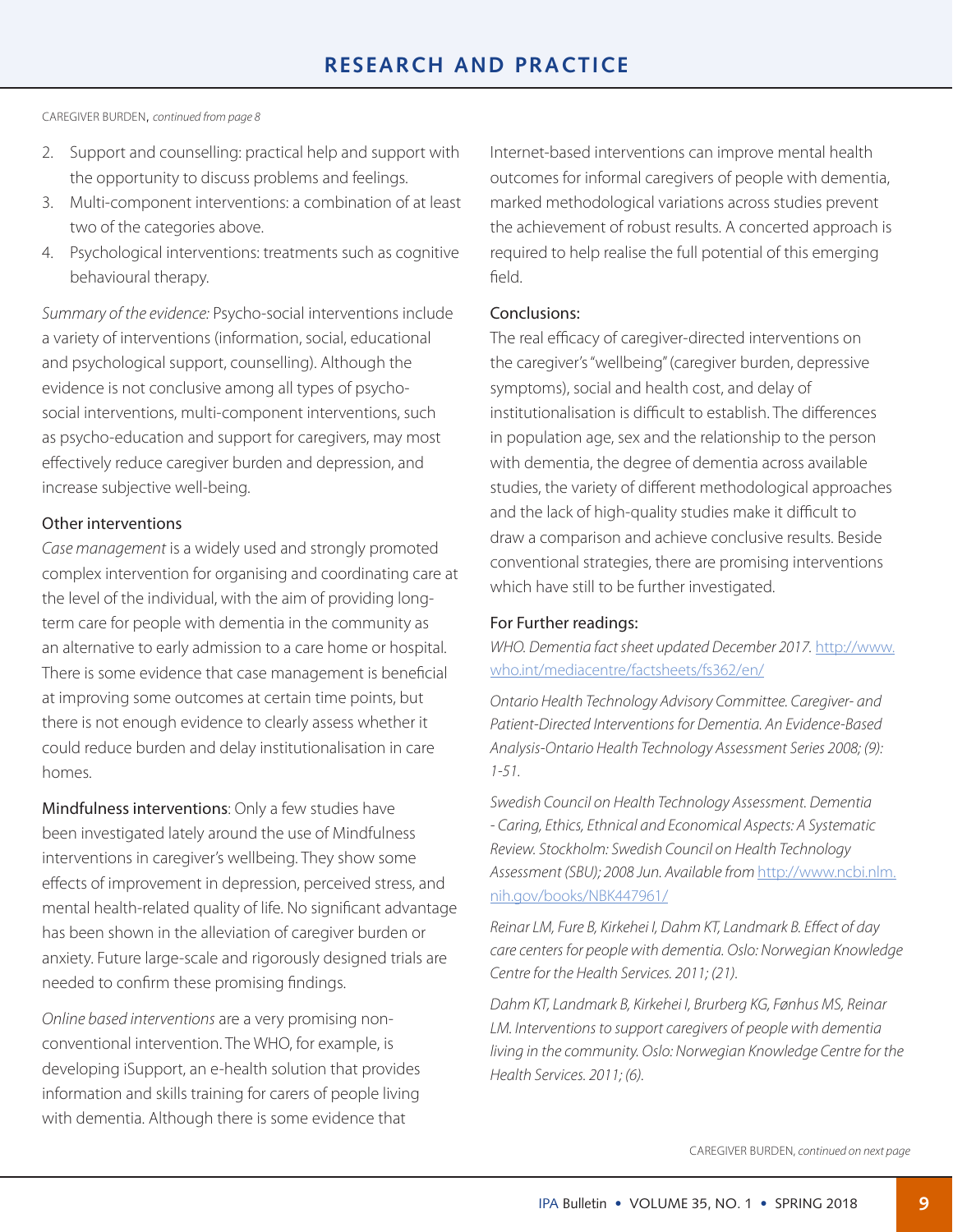CAREGIVER BURDEN, *continued from page 8*

2. Support and counselling: practical help and support with the opportunity to discuss problems and feelings.
3. Multi-component interventions: a combination of at least two of the categories above.
4. Psychological interventions: treatments such as cognitive behavioural therapy.

*Summary of the evidence:* Psycho-social interventions include a variety of interventions (information, social, educational and psychological support, counselling). Although the evidence is not conclusive among all types of psycho-social interventions, multi-component interventions, such as psycho-education and support for caregivers, may most effectively reduce caregiver burden and depression, and increase subjective well-being.

### Other interventions

*Case management* is a widely used and strongly promoted complex intervention for organising and coordinating care at the level of the individual, with the aim of providing long-term care for people with dementia in the community as an alternative to early admission to a care home or hospital. There is some evidence that case management is beneficial at improving some outcomes at certain time points, but there is not enough evidence to clearly assess whether it could reduce burden and delay institutionalisation in care homes.

Mindfulness interventions: Only a few studies have been investigated lately around the use of Mindfulness interventions in caregiver's wellbeing. They show some effects of improvement in depression, perceived stress, and mental health-related quality of life. No significant advantage has been shown in the alleviation of caregiver burden or anxiety. Future large-scale and rigorously designed trials are needed to confirm these promising findings.

*Online based interventions* are a very promising non-conventional intervention. The WHO, for example, is developing iSupport, an e-health solution that provides information and skills training for carers of people living with dementia. Although there is some evidence that Internet-based interventions can improve mental health outcomes for informal caregivers of people with dementia, marked methodological variations across studies prevent the achievement of robust results. A concerted approach is required to help realise the full potential of this emerging field.

### Conclusions:

The real efficacy of caregiver-directed interventions on the caregiver's "wellbeing" (caregiver burden, depressive symptoms), social and health cost, and delay of institutionalisation is difficult to establish. The differences in population age, sex and the relationship to the person with dementia, the degree of dementia across available studies, the variety of different methodological approaches and the lack of high-quality studies make it difficult to draw a comparison and achieve conclusive results. Beside conventional strategies, there are promising interventions which have still to be further investigated.

### For Further readings:

*WHO. Dementia fact sheet updated December 2017.* http://www.who.int/mediacentre/factsheets/fs362/en/

*Ontario Health Technology Advisory Committee. Caregiver- and Patient-Directed Interventions for Dementia. An Evidence-Based Analysis-Ontario Health Technology Assessment Series 2008; (9): 1-51.*

*Swedish Council on Health Technology Assessment. Dementia - Caring, Ethics, Ethnical and Economical Aspects: A Systematic Review. Stockholm: Swedish Council on Health Technology Assessment (SBU); 2008 Jun. Available from* http://www.ncbi.nlm.nih.gov/books/NBK447961/

*Reinar LM, Fure B, Kirkehei I, Dahm KT, Landmark B. Effect of day care centers for people with dementia. Oslo: Norwegian Knowledge Centre for the Health Services. 2011; (21).*

*Dahm KT, Landmark B, Kirkehei I, Brurberg KG, Fønhus MS, Reinar LM. Interventions to support caregivers of people with dementia living in the community. Oslo: Norwegian Knowledge Centre for the Health Services. 2011; (6).*

CAREGIVER BURDEN, *continued on next page*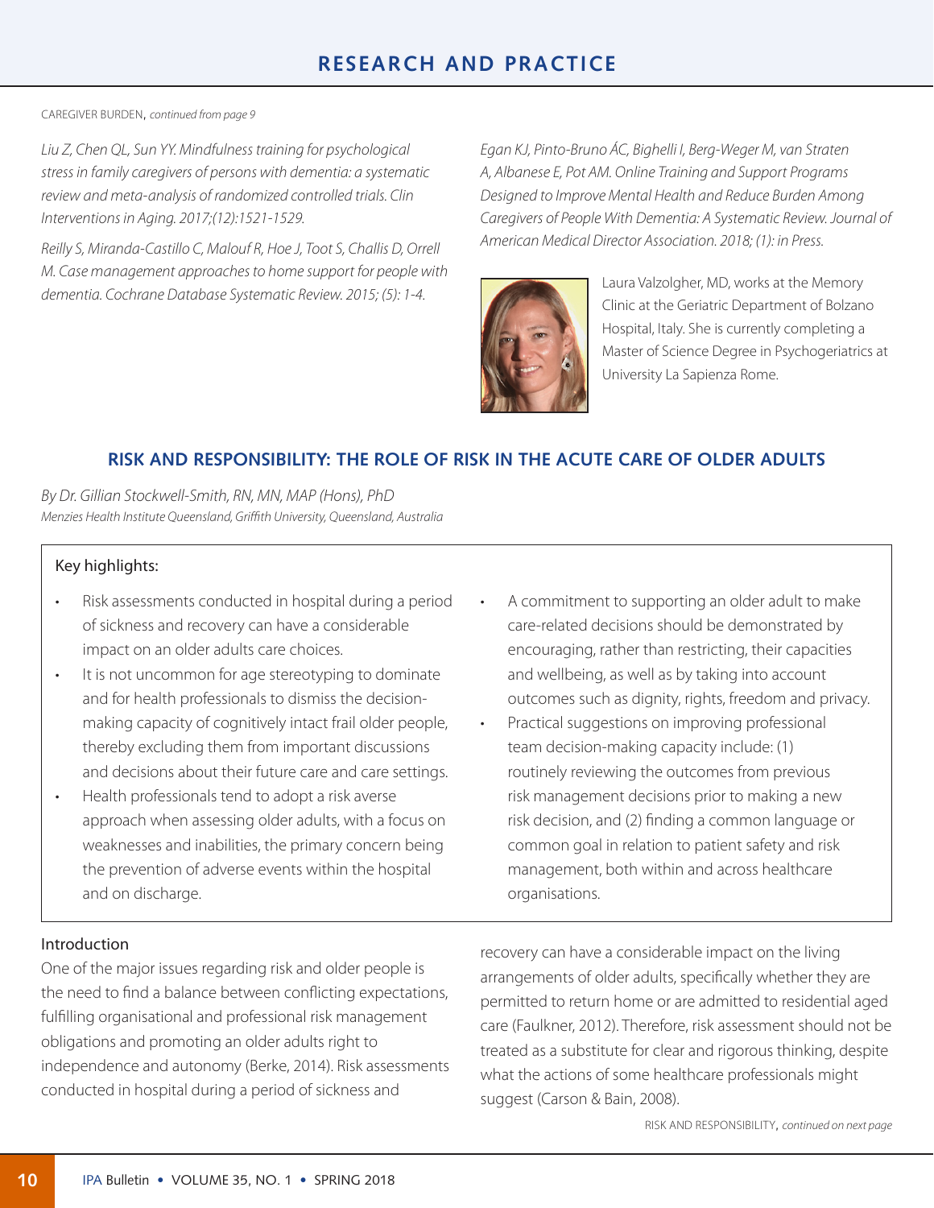CAREGIVER BURDEN, *continued from page 9*

*Liu Z, Chen QL, Sun YY. Mindfulness training for psychological stress in family caregivers of persons with dementia: a systematic review and meta-analysis of randomized controlled trials. Clin Interventions in Aging. 2017;(12):1521-1529.*

*Reilly S, Miranda-Castillo C, Malouf R, Hoe J, Toot S, Challis D, Orrell M. Case management approaches to home support for people with dementia. Cochrane Database Systematic Review. 2015; (5): 1-4.*

*Egan KJ, Pinto-Bruno ÁC, Bighelli I, Berg-Weger M, van Straten A, Albanese E, Pot AM. Online Training and Support Programs Designed to Improve Mental Health and Reduce Burden Among Caregivers of People With Dementia: A Systematic Review. Journal of American Medical Director Association. 2018; (1): in Press.*

Laura Valzolgher, MD, works at the Memory Clinic at the Geriatric Department of Bolzano Hospital, Italy. She is currently completing a Master of Science Degree in Psychogeriatrics at University La Sapienza Rome.

## RISK AND RESPONSIBILITY: THE ROLE OF RISK IN THE ACUTE CARE OF OLDER ADULTS

*By Dr. Gillian Stockwell-Smith, RN, MN, MAP (Hons), PhD*
*Menzies Health Institute Queensland, Griffith University, Queensland, Australia*

Key highlights:

- Risk assessments conducted in hospital during a period of sickness and recovery can have a considerable impact on an older adults care choices.
- It is not uncommon for age stereotyping to dominate and for health professionals to dismiss the decision-making capacity of cognitively intact frail older people, thereby excluding them from important discussions and decisions about their future care and care settings.
- Health professionals tend to adopt a risk averse approach when assessing older adults, with a focus on weaknesses and inabilities, the primary concern being the prevention of adverse events within the hospital and on discharge.
- A commitment to supporting an older adult to make care-related decisions should be demonstrated by encouraging, rather than restricting, their capacities and wellbeing, as well as by taking into account outcomes such as dignity, rights, freedom and privacy.
- Practical suggestions on improving professional team decision-making capacity include: (1) routinely reviewing the outcomes from previous risk management decisions prior to making a new risk decision, and (2) finding a common language or common goal in relation to patient safety and risk management, both within and across healthcare organisations.

### Introduction

One of the major issues regarding risk and older people is the need to find a balance between conflicting expectations, fulfilling organisational and professional risk management obligations and promoting an older adults right to independence and autonomy (Berke, 2014). Risk assessments conducted in hospital during a period of sickness and recovery can have a considerable impact on the living arrangements of older adults, specifically whether they are permitted to return home or are admitted to residential aged care (Faulkner, 2012). Therefore, risk assessment should not be treated as a substitute for clear and rigorous thinking, despite what the actions of some healthcare professionals might suggest (Carson & Bain, 2008).

RISK AND RESPONSIBILITY, *continued on next page*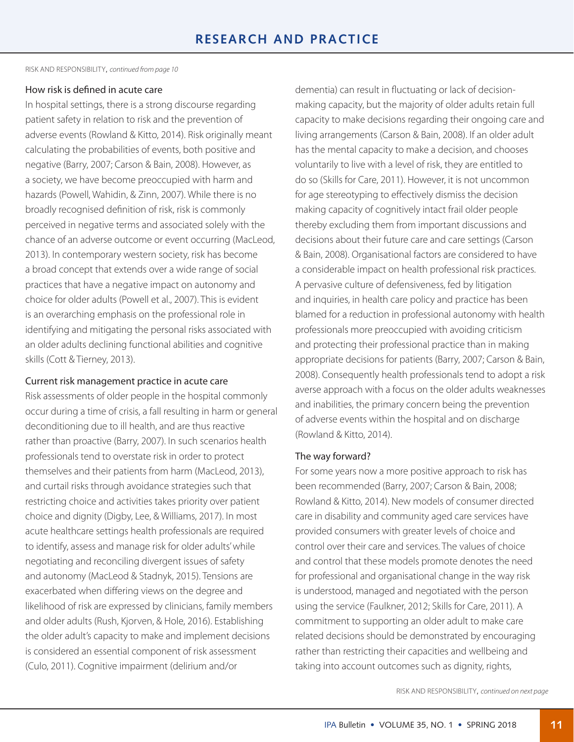RISK AND RESPONSIBILITY, *continued from page 10*

### How risk is defined in acute care

In hospital settings, there is a strong discourse regarding patient safety in relation to risk and the prevention of adverse events (Rowland & Kitto, 2014). Risk originally meant calculating the probabilities of events, both positive and negative (Barry, 2007; Carson & Bain, 2008). However, as a society, we have become preoccupied with harm and hazards (Powell, Wahidin, & Zinn, 2007). While there is no broadly recognised definition of risk, risk is commonly perceived in negative terms and associated solely with the chance of an adverse outcome or event occurring (MacLeod, 2013). In contemporary western society, risk has become a broad concept that extends over a wide range of social practices that have a negative impact on autonomy and choice for older adults (Powell et al., 2007). This is evident is an overarching emphasis on the professional role in identifying and mitigating the personal risks associated with an older adults declining functional abilities and cognitive skills (Cott & Tierney, 2013).

### Current risk management practice in acute care

Risk assessments of older people in the hospital commonly occur during a time of crisis, a fall resulting in harm or general deconditioning due to ill health, and are thus reactive rather than proactive (Barry, 2007). In such scenarios health professionals tend to overstate risk in order to protect themselves and their patients from harm (MacLeod, 2013), and curtail risks through avoidance strategies such that restricting choice and activities takes priority over patient choice and dignity (Digby, Lee, & Williams, 2017). In most acute healthcare settings health professionals are required to identify, assess and manage risk for older adults' while negotiating and reconciling divergent issues of safety and autonomy (MacLeod & Stadnyk, 2015). Tensions are exacerbated when differing views on the degree and likelihood of risk are expressed by clinicians, family members and older adults (Rush, Kjorven, & Hole, 2016). Establishing the older adult's capacity to make and implement decisions is considered an essential component of risk assessment (Culo, 2011). Cognitive impairment (delirium and/or dementia) can result in fluctuating or lack of decision-making capacity, but the majority of older adults retain full capacity to make decisions regarding their ongoing care and living arrangements (Carson & Bain, 2008). If an older adult has the mental capacity to make a decision, and chooses voluntarily to live with a level of risk, they are entitled to do so (Skills for Care, 2011). However, it is not uncommon for age stereotyping to effectively dismiss the decision making capacity of cognitively intact frail older people thereby excluding them from important discussions and decisions about their future care and care settings (Carson & Bain, 2008). Organisational factors are considered to have a considerable impact on health professional risk practices. A pervasive culture of defensiveness, fed by litigation and inquiries, in health care policy and practice has been blamed for a reduction in professional autonomy with health professionals more preoccupied with avoiding criticism and protecting their professional practice than in making appropriate decisions for patients (Barry, 2007; Carson & Bain, 2008). Consequently health professionals tend to adopt a risk averse approach with a focus on the older adults weaknesses and inabilities, the primary concern being the prevention of adverse events within the hospital and on discharge (Rowland & Kitto, 2014).

### The way forward?

For some years now a more positive approach to risk has been recommended (Barry, 2007; Carson & Bain, 2008; Rowland & Kitto, 2014). New models of consumer directed care in disability and community aged care services have provided consumers with greater levels of choice and control over their care and services. The values of choice and control that these models promote denotes the need for professional and organisational change in the way risk is understood, managed and negotiated with the person using the service (Faulkner, 2012; Skills for Care, 2011). A commitment to supporting an older adult to make care related decisions should be demonstrated by encouraging rather than restricting their capacities and wellbeing and taking into account outcomes such as dignity, rights,

RISK AND RESPONSIBILITY, *continued on next page*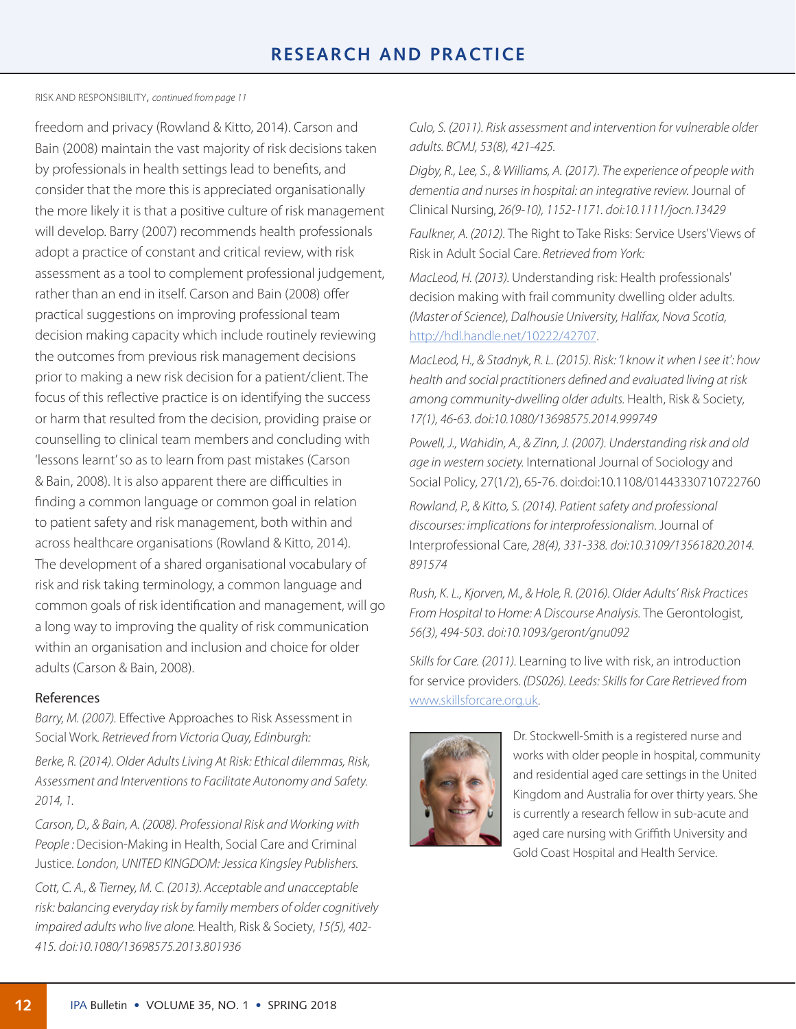RISK AND RESPONSIBILITY, *continued from page 11*

freedom and privacy (Rowland & Kitto, 2014). Carson and Bain (2008) maintain the vast majority of risk decisions taken by professionals in health settings lead to benefits, and consider that the more this is appreciated organisationally the more likely it is that a positive culture of risk management will develop. Barry (2007) recommends health professionals adopt a practice of constant and critical review, with risk assessment as a tool to complement professional judgement, rather than an end in itself. Carson and Bain (2008) offer practical suggestions on improving professional team decision making capacity which include routinely reviewing the outcomes from previous risk management decisions prior to making a new risk decision for a patient/client. The focus of this reflective practice is on identifying the success or harm that resulted from the decision, providing praise or counselling to clinical team members and concluding with 'lessons learnt' so as to learn from past mistakes (Carson & Bain, 2008). It is also apparent there are difficulties in finding a common language or common goal in relation to patient safety and risk management, both within and across healthcare organisations (Rowland & Kitto, 2014). The development of a shared organisational vocabulary of risk and risk taking terminology, a common language and common goals of risk identification and management, will go a long way to improving the quality of risk communication within an organisation and inclusion and choice for older adults (Carson & Bain, 2008).

### References

*Barry, M. (2007).* Effective Approaches to Risk Assessment in Social Work. *Retrieved from Victoria Quay, Edinburgh:*

*Berke, R. (2014). Older Adults Living At Risk: Ethical dilemmas, Risk, Assessment and Interventions to Facilitate Autonomy and Safety. 2014, 1.*

*Carson, D., & Bain, A. (2008). Professional Risk and Working with People :* Decision-Making in Health, Social Care and Criminal Justice. *London, UNITED KINGDOM: Jessica Kingsley Publishers.*

*Cott, C. A., & Tierney, M. C. (2013). Acceptable and unacceptable risk: balancing everyday risk by family members of older cognitively impaired adults who live alone.* Health, Risk & Society, *15(5), 402-415. doi:10.1080/13698575.2013.801936*

*Culo, S. (2011). Risk assessment and intervention for vulnerable older adults. BCMJ, 53(8), 421-425.*

*Digby, R., Lee, S., & Williams, A. (2017). The experience of people with dementia and nurses in hospital: an integrative review.* Journal of Clinical Nursing, *26(9-10), 1152-1171. doi:10.1111/jocn.13429*

*Faulkner, A. (2012).* The Right to Take Risks: Service Users' Views of Risk in Adult Social Care. *Retrieved from York:*

*MacLeod, H. (2013).* Understanding risk: Health professionals' decision making with frail community dwelling older adults. *(Master of Science), Dalhousie University, Halifax, Nova Scotia,* http://hdl.handle.net/10222/42707.

*MacLeod, H., & Stadnyk, R. L. (2015). Risk: 'I know it when I see it': how health and social practitioners defined and evaluated living at risk among community-dwelling older adults.* Health, Risk & Society, *17(1), 46-63. doi:10.1080/13698575.2014.999749*

*Powell, J., Wahidin, A., & Zinn, J. (2007). Understanding risk and old age in western society.* International Journal of Sociology and Social Policy, 27(1/2), 65-76. doi:doi:10.1108/01443330710722760

*Rowland, P., & Kitto, S. (2014). Patient safety and professional discourses: implications for interprofessionalism.* Journal of Interprofessional Care, *28(4), 331-338. doi:10.3109/13561820.2014.891574*

*Rush, K. L., Kjorven, M., & Hole, R. (2016). Older Adults' Risk Practices From Hospital to Home: A Discourse Analysis.* The Gerontologist, *56(3), 494-503. doi:10.1093/geront/gnu092*

*Skills for Care. (2011).* Learning to live with risk, an introduction for service providers. *(DS026). Leeds: Skills for Care Retrieved from* www.skillsforcare.org.uk.

Dr. Stockwell-Smith is a registered nurse and works with older people in hospital, community and residential aged care settings in the United Kingdom and Australia for over thirty years. She is currently a research fellow in sub-acute and aged care nursing with Griffith University and Gold Coast Hospital and Health Service.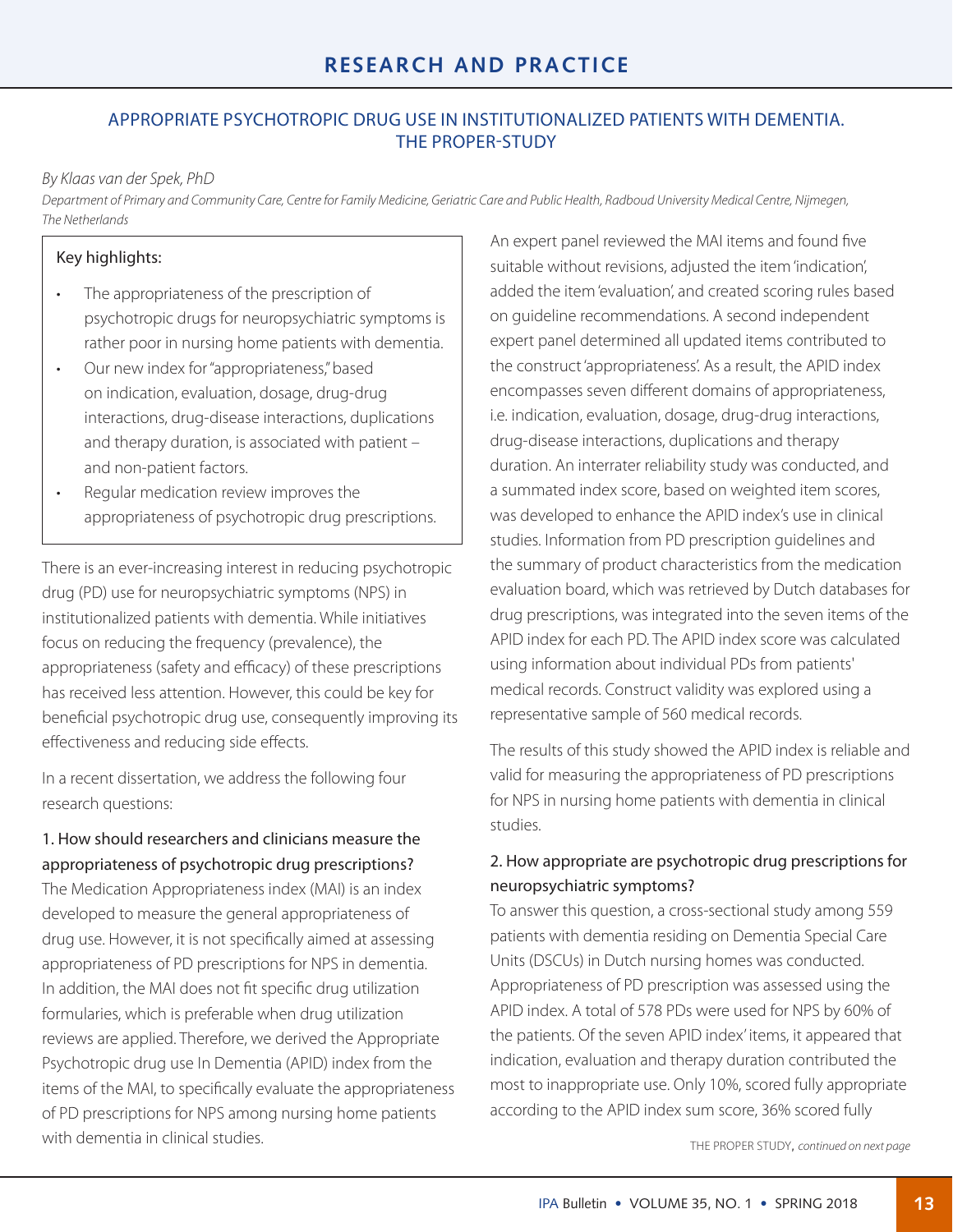## APPROPRIATE PSYCHOTROPIC DRUG USE IN INSTITUTIONALIZED PATIENTS WITH DEMENTIA. THE PROPER-STUDY

*By Klaas van der Spek, PhD*

*Department of Primary and Community Care, Centre for Family Medicine, Geriatric Care and Public Health, Radboud University Medical Centre, Nijmegen, The Netherlands*

> Key highlights:
>
> - The appropriateness of the prescription of psychotropic drugs for neuropsychiatric symptoms is rather poor in nursing home patients with dementia.
> - Our new index for "appropriateness," based on indication, evaluation, dosage, drug-drug interactions, drug-disease interactions, duplications and therapy duration, is associated with patient – and non-patient factors.
> - Regular medication review improves the appropriateness of psychotropic drug prescriptions.

There is an ever-increasing interest in reducing psychotropic drug (PD) use for neuropsychiatric symptoms (NPS) in institutionalized patients with dementia. While initiatives focus on reducing the frequency (prevalence), the appropriateness (safety and efficacy) of these prescriptions has received less attention. However, this could be key for beneficial psychotropic drug use, consequently improving its effectiveness and reducing side effects.

In a recent dissertation, we address the following four research questions:

### 1. How should researchers and clinicians measure the appropriateness of psychotropic drug prescriptions?

The Medication Appropriateness index (MAI) is an index developed to measure the general appropriateness of drug use. However, it is not specifically aimed at assessing appropriateness of PD prescriptions for NPS in dementia. In addition, the MAI does not fit specific drug utilization formularies, which is preferable when drug utilization reviews are applied. Therefore, we derived the Appropriate Psychotropic drug use In Dementia (APID) index from the items of the MAI, to specifically evaluate the appropriateness of PD prescriptions for NPS among nursing home patients with dementia in clinical studies. An expert panel reviewed the MAI items and found five suitable without revisions, adjusted the item 'indication', added the item 'evaluation', and created scoring rules based on guideline recommendations. A second independent expert panel determined all updated items contributed to the construct 'appropriateness'. As a result, the APID index encompasses seven different domains of appropriateness, i.e. indication, evaluation, dosage, drug-drug interactions, drug-disease interactions, duplications and therapy duration. An interrater reliability study was conducted, and a summated index score, based on weighted item scores, was developed to enhance the APID index's use in clinical studies. Information from PD prescription guidelines and the summary of product characteristics from the medication evaluation board, which was retrieved by Dutch databases for drug prescriptions, was integrated into the seven items of the APID index for each PD. The APID index score was calculated using information about individual PDs from patients' medical records. Construct validity was explored using a representative sample of 560 medical records.

The results of this study showed the APID index is reliable and valid for measuring the appropriateness of PD prescriptions for NPS in nursing home patients with dementia in clinical studies.

### 2. How appropriate are psychotropic drug prescriptions for neuropsychiatric symptoms?

To answer this question, a cross-sectional study among 559 patients with dementia residing on Dementia Special Care Units (DSCUs) in Dutch nursing homes was conducted. Appropriateness of PD prescription was assessed using the APID index. A total of 578 PDs were used for NPS by 60% of the patients. Of the seven APID index' items, it appeared that indication, evaluation and therapy duration contributed the most to inappropriate use. Only 10%, scored fully appropriate according to the APID index sum score, 36% scored fully

THE PROPER STUDY, *continued on next page*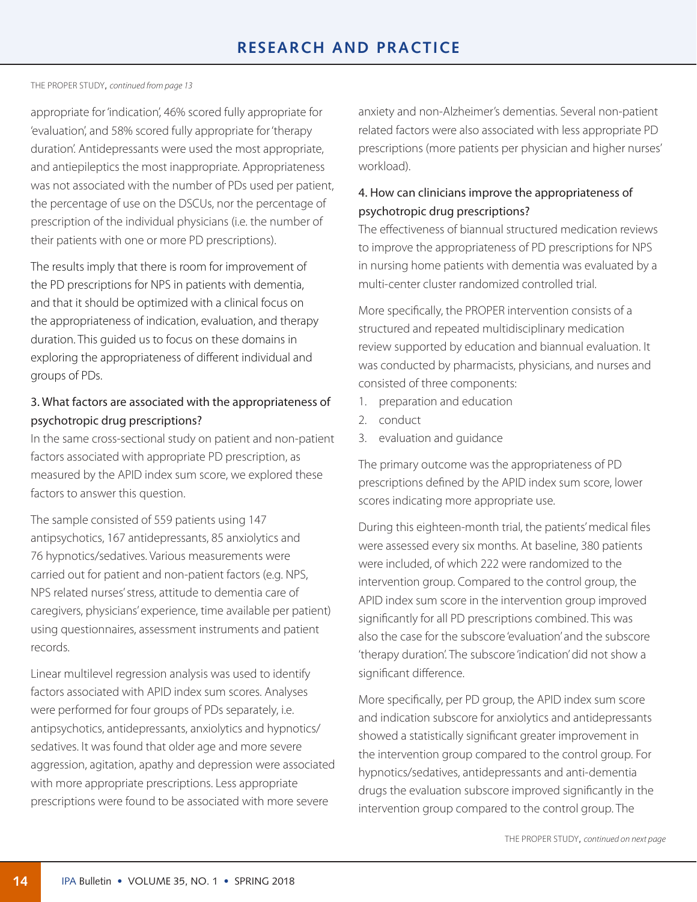THE PROPER STUDY, *continued from page 13*

appropriate for 'indication', 46% scored fully appropriate for 'evaluation', and 58% scored fully appropriate for 'therapy duration'. Antidepressants were used the most appropriate, and antiepileptics the most inappropriate. Appropriateness was not associated with the number of PDs used per patient, the percentage of use on the DSCUs, nor the percentage of prescription of the individual physicians (i.e. the number of their patients with one or more PD prescriptions).

The results imply that there is room for improvement of the PD prescriptions for NPS in patients with dementia, and that it should be optimized with a clinical focus on the appropriateness of indication, evaluation, and therapy duration. This guided us to focus on these domains in exploring the appropriateness of different individual and groups of PDs.

### 3. What factors are associated with the appropriateness of psychotropic drug prescriptions?

In the same cross-sectional study on patient and non-patient factors associated with appropriate PD prescription, as measured by the APID index sum score, we explored these factors to answer this question.

The sample consisted of 559 patients using 147 antipsychotics, 167 antidepressants, 85 anxiolytics and 76 hypnotics/sedatives. Various measurements were carried out for patient and non-patient factors (e.g. NPS, NPS related nurses' stress, attitude to dementia care of caregivers, physicians' experience, time available per patient) using questionnaires, assessment instruments and patient records.

Linear multilevel regression analysis was used to identify factors associated with APID index sum scores. Analyses were performed for four groups of PDs separately, i.e. antipsychotics, antidepressants, anxiolytics and hypnotics/sedatives. It was found that older age and more severe aggression, agitation, apathy and depression were associated with more appropriate prescriptions. Less appropriate prescriptions were found to be associated with more severe anxiety and non-Alzheimer's dementias. Several non-patient related factors were also associated with less appropriate PD prescriptions (more patients per physician and higher nurses' workload).

### 4. How can clinicians improve the appropriateness of psychotropic drug prescriptions?

The effectiveness of biannual structured medication reviews to improve the appropriateness of PD prescriptions for NPS in nursing home patients with dementia was evaluated by a multi-center cluster randomized controlled trial.

More specifically, the PROPER intervention consists of a structured and repeated multidisciplinary medication review supported by education and biannual evaluation. It was conducted by pharmacists, physicians, and nurses and consisted of three components:

1. preparation and education
2. conduct
3. evaluation and guidance

The primary outcome was the appropriateness of PD prescriptions defined by the APID index sum score, lower scores indicating more appropriate use.

During this eighteen-month trial, the patients' medical files were assessed every six months. At baseline, 380 patients were included, of which 222 were randomized to the intervention group. Compared to the control group, the APID index sum score in the intervention group improved significantly for all PD prescriptions combined. This was also the case for the subscore 'evaluation' and the subscore 'therapy duration'. The subscore 'indication' did not show a significant difference.

More specifically, per PD group, the APID index sum score and indication subscore for anxiolytics and antidepressants showed a statistically significant greater improvement in the intervention group compared to the control group. For hypnotics/sedatives, antidepressants and anti-dementia drugs the evaluation subscore improved significantly in the intervention group compared to the control group. The

THE PROPER STUDY, *continued on next page*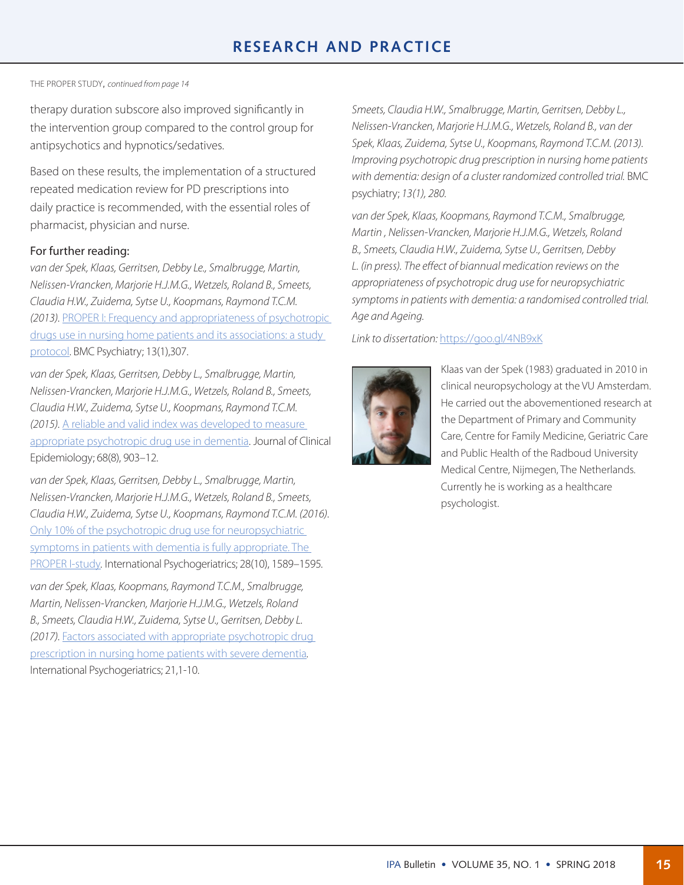THE PROPER STUDY, *continued from page 14*

therapy duration subscore also improved significantly in the intervention group compared to the control group for antipsychotics and hypnotics/sedatives.

Based on these results, the implementation of a structured repeated medication review for PD prescriptions into daily practice is recommended, with the essential roles of pharmacist, physician and nurse.

### For further reading:

*van der Spek, Klaas, Gerritsen, Debby Le., Smalbrugge, Martin, Nelissen-Vrancken, Marjorie H.J.M.G., Wetzels, Roland B., Smeets, Claudia H.W., Zuidema, Sytse U., Koopmans, Raymond T.C.M. (2013).* PROPER I: Frequency and appropriateness of psychotropic drugs use in nursing home patients and its associations: a study protocol. BMC Psychiatry; 13(1),307.

*van der Spek, Klaas, Gerritsen, Debby L., Smalbrugge, Martin, Nelissen-Vrancken, Marjorie H.J.M.G., Wetzels, Roland B., Smeets, Claudia H.W., Zuidema, Sytse U., Koopmans, Raymond T.C.M. (2015).* A reliable and valid index was developed to measure appropriate psychotropic drug use in dementia. Journal of Clinical Epidemiology; 68(8), 903–12.

*van der Spek, Klaas, Gerritsen, Debby L., Smalbrugge, Martin, Nelissen-Vrancken, Marjorie H.J.M.G., Wetzels, Roland B., Smeets, Claudia H.W., Zuidema, Sytse U., Koopmans, Raymond T.C.M. (2016).* Only 10% of the psychotropic drug use for neuropsychiatric symptoms in patients with dementia is fully appropriate. The PROPER I-study. International Psychogeriatrics; 28(10), 1589–1595.

*van der Spek, Klaas, Koopmans, Raymond T.C.M., Smalbrugge, Martin, Nelissen-Vrancken, Marjorie H.J.M.G., Wetzels, Roland B., Smeets, Claudia H.W., Zuidema, Sytse U., Gerritsen, Debby L. (2017).* Factors associated with appropriate psychotropic drug prescription in nursing home patients with severe dementia. International Psychogeriatrics; 21,1-10.

*Smeets, Claudia H.W., Smalbrugge, Martin, Gerritsen, Debby L., Nelissen-Vrancken, Marjorie H.J.M.G., Wetzels, Roland B., van der Spek, Klaas, Zuidema, Sytse U., Koopmans, Raymond T.C.M. (2013). Improving psychotropic drug prescription in nursing home patients with dementia: design of a cluster randomized controlled trial.* BMC psychiatry; *13(1), 280.*

*van der Spek, Klaas, Koopmans, Raymond T.C.M., Smalbrugge, Martin , Nelissen-Vrancken, Marjorie H.J.M.G., Wetzels, Roland B., Smeets, Claudia H.W., Zuidema, Sytse U., Gerritsen, Debby L. (in press). The effect of biannual medication reviews on the appropriateness of psychotropic drug use for neuropsychiatric symptoms in patients with dementia: a randomised controlled trial. Age and Ageing.*

*Link to dissertation:* https://goo.gl/4NB9xK

Klaas van der Spek (1983) graduated in 2010 in clinical neuropsychology at the VU Amsterdam. He carried out the abovementioned research at the Department of Primary and Community Care, Centre for Family Medicine, Geriatric Care and Public Health of the Radboud University Medical Centre, Nijmegen, The Netherlands. Currently he is working as a healthcare psychologist.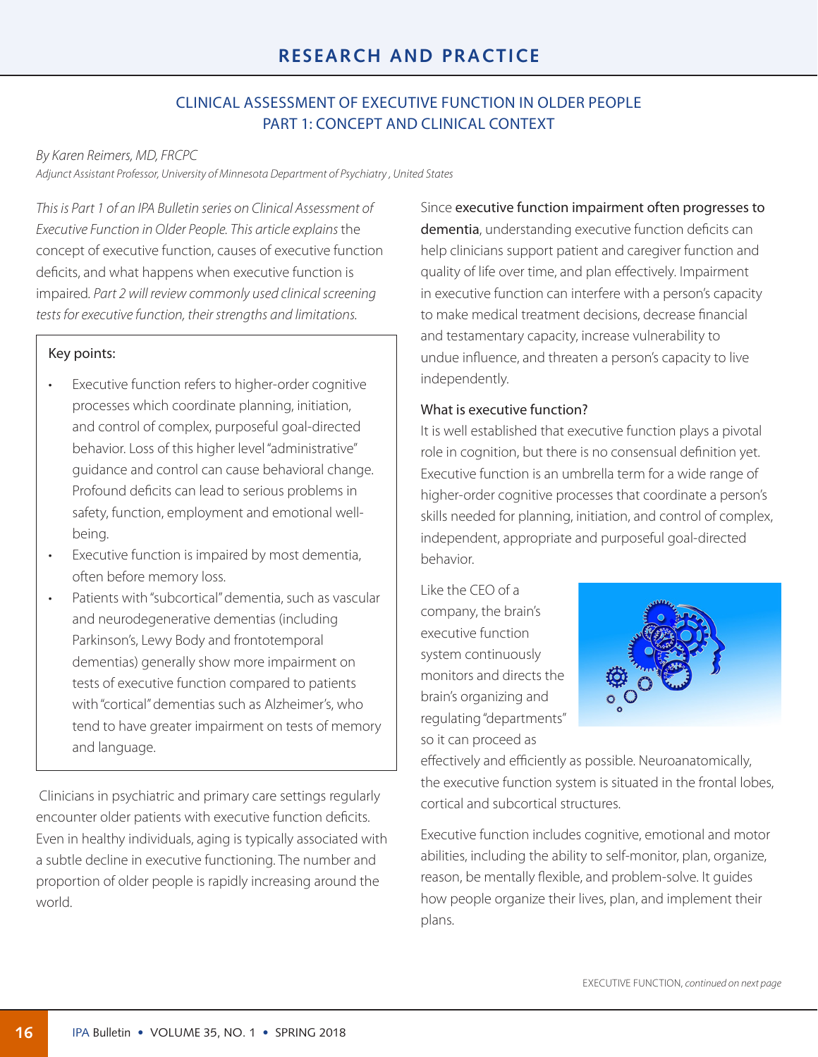## RESEARCH AND PRACTICE

### CLINICAL ASSESSMENT OF EXECUTIVE FUNCTION IN OLDER PEOPLE PART 1: CONCEPT AND CLINICAL CONTEXT

*By Karen Reimers, MD, FRCPC*
*Adjunct Assistant Professor, University of Minnesota Department of Psychiatry , United States*

*This is Part 1 of an IPA Bulletin series on Clinical Assessment of Executive Function in Older People. This article explains* the concept of executive function, causes of executive function deficits, and what happens when executive function is impaired. *Part 2 will review commonly used clinical screening tests for executive function, their strengths and limitations.*

> Key points:
>
> - Executive function refers to higher-order cognitive processes which coordinate planning, initiation, and control of complex, purposeful goal-directed behavior. Loss of this higher level "administrative" guidance and control can cause behavioral change. Profound deficits can lead to serious problems in safety, function, employment and emotional well-being.
> - Executive function is impaired by most dementia, often before memory loss.
> - Patients with "subcortical" dementia, such as vascular and neurodegenerative dementias (including Parkinson's, Lewy Body and frontotemporal dementias) generally show more impairment on tests of executive function compared to patients with "cortical" dementias such as Alzheimer's, who tend to have greater impairment on tests of memory and language.

Clinicians in psychiatric and primary care settings regularly encounter older patients with executive function deficits. Even in healthy individuals, aging is typically associated with a subtle decline in executive functioning. The number and proportion of older people is rapidly increasing around the world.

Since **executive function impairment often progresses to dementia**, understanding executive function deficits can help clinicians support patient and caregiver function and quality of life over time, and plan effectively. Impairment in executive function can interfere with a person's capacity to make medical treatment decisions, decrease financial and testamentary capacity, increase vulnerability to undue influence, and threaten a person's capacity to live independently.

#### What is executive function?

It is well established that executive function plays a pivotal role in cognition, but there is no consensual definition yet. Executive function is an umbrella term for a wide range of higher-order cognitive processes that coordinate a person's skills needed for planning, initiation, and control of complex, independent, appropriate and purposeful goal-directed behavior.

Like the CEO of a company, the brain's executive function system continuously monitors and directs the brain's organizing and regulating "departments" so it can proceed as effectively and efficiently as possible. Neuroanatomically, the executive function system is situated in the frontal lobes, cortical and subcortical structures.

Executive function includes cognitive, emotional and motor abilities, including the ability to self-monitor, plan, organize, reason, be mentally flexible, and problem-solve. It guides how people organize their lives, plan, and implement their plans.

EXECUTIVE FUNCTION, *continued on next page*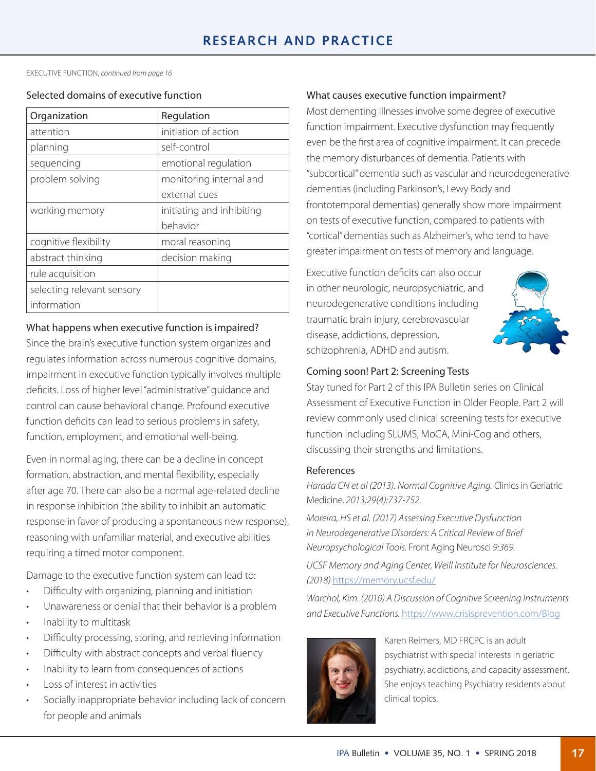EXECUTIVE FUNCTION, *continued from page 16*

### Selected domains of executive function

| Organization | Regulation |
|---|---|
| attention | initiation of action |
| planning | self-control |
| sequencing | emotional regulation |
| problem solving | monitoring internal and external cues |
| working memory | initiating and inhibiting behavior |
| cognitive flexibility | moral reasoning |
| abstract thinking | decision making |
| rule acquisition | |
| selecting relevant sensory information | |

### What happens when executive function is impaired?

Since the brain's executive function system organizes and regulates information across numerous cognitive domains, impairment in executive function typically involves multiple deficits. Loss of higher level "administrative" guidance and control can cause behavioral change. Profound executive function deficits can lead to serious problems in safety, function, employment, and emotional well-being.

Even in normal aging, there can be a decline in concept formation, abstraction, and mental flexibility, especially after age 70. There can also be a normal age-related decline in response inhibition (the ability to inhibit an automatic response in favor of producing a spontaneous new response), reasoning with unfamiliar material, and executive abilities requiring a timed motor component.

Damage to the executive function system can lead to:

- Difficulty with organizing, planning and initiation
- Unawareness or denial that their behavior is a problem
- Inability to multitask
- Difficulty processing, storing, and retrieving information
- Difficulty with abstract concepts and verbal fluency
- Inability to learn from consequences of actions
- Loss of interest in activities
- Socially inappropriate behavior including lack of concern for people and animals

### What causes executive function impairment?

Most dementing illnesses involve some degree of executive function impairment. Executive dysfunction may frequently even be the first area of cognitive impairment. It can precede the memory disturbances of dementia. Patients with "subcortical" dementia such as vascular and neurodegenerative dementias (including Parkinson's, Lewy Body and frontotemporal dementias) generally show more impairment on tests of executive function, compared to patients with "cortical" dementias such as Alzheimer's, who tend to have greater impairment on tests of memory and language.

Executive function deficits can also occur in other neurologic, neuropsychiatric, and neurodegenerative conditions including traumatic brain injury, cerebrovascular disease, addictions, depression, schizophrenia, ADHD and autism.

### Coming soon! Part 2: Screening Tests

Stay tuned for Part 2 of this IPA Bulletin series on Clinical Assessment of Executive Function in Older People. Part 2 will review commonly used clinical screening tests for executive function including SLUMS, MoCA, Mini-Cog and others, discussing their strengths and limitations.

### References

*Harada CN et al (2013). Normal Cognitive Aging.* Clinics in Geriatric Medicine. *2013;29(4):737-752.*

*Moreira, HS et al. (2017) Assessing Executive Dysfunction in Neurodegenerative Disorders: A Critical Review of Brief Neuropsychological Tools.* Front Aging Neurosci *9:369.*

*UCSF Memory and Aging Center, Weill Institute for Neurosciences. (2018)* https://memory.ucsf.edu/

*Warchol, Kim. (2010) A Discussion of Cognitive Screening Instruments and Executive Functions.* https://www.crisisprevention.com/Blog

Karen Reimers, MD FRCPC is an adult psychiatrist with special interests in geriatric psychiatry, addictions, and capacity assessment. She enjoys teaching Psychiatry residents about clinical topics.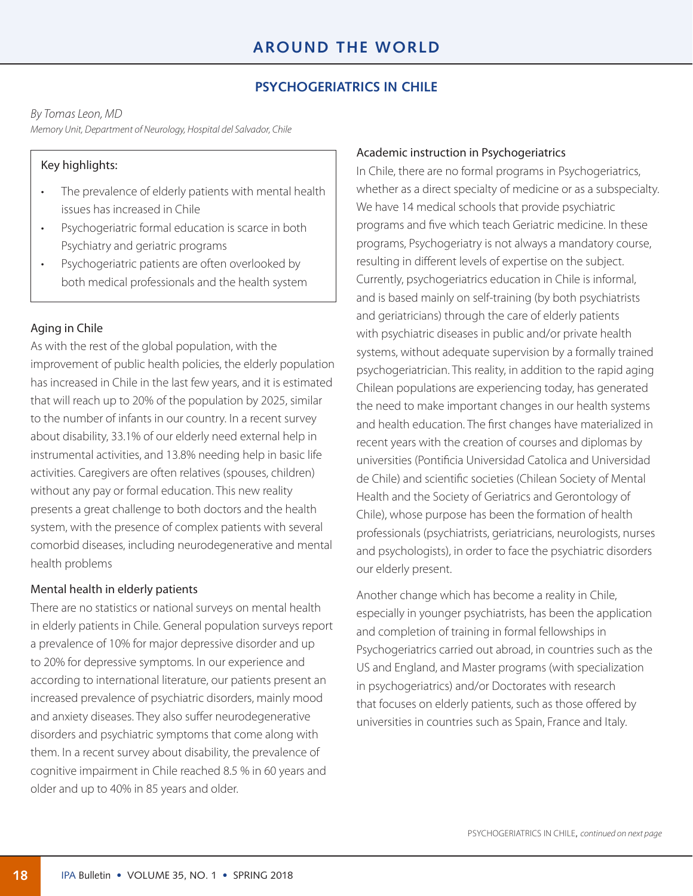## AROUND THE WORLD

# PSYCHOGERIATRICS IN CHILE

*By Tomas Leon, MD*
*Memory Unit, Department of Neurology, Hospital del Salvador, Chile*

> Key highlights:
>
> - The prevalence of elderly patients with mental health issues has increased in Chile
> - Psychogeriatric formal education is scarce in both Psychiatry and geriatric programs
> - Psychogeriatric patients are often overlooked by both medical professionals and the health system

### Aging in Chile

As with the rest of the global population, with the improvement of public health policies, the elderly population has increased in Chile in the last few years, and it is estimated that will reach up to 20% of the population by 2025, similar to the number of infants in our country. In a recent survey about disability, 33.1% of our elderly need external help in instrumental activities, and 13.8% needing help in basic life activities. Caregivers are often relatives (spouses, children) without any pay or formal education. This new reality presents a great challenge to both doctors and the health system, with the presence of complex patients with several comorbid diseases, including neurodegenerative and mental health problems

### Mental health in elderly patients

There are no statistics or national surveys on mental health in elderly patients in Chile. General population surveys report a prevalence of 10% for major depressive disorder and up to 20% for depressive symptoms. In our experience and according to international literature, our patients present an increased prevalence of psychiatric disorders, mainly mood and anxiety diseases. They also suffer neurodegenerative disorders and psychiatric symptoms that come along with them. In a recent survey about disability, the prevalence of cognitive impairment in Chile reached 8.5 % in 60 years and older and up to 40% in 85 years and older.

### Academic instruction in Psychogeriatrics

In Chile, there are no formal programs in Psychogeriatrics, whether as a direct specialty of medicine or as a subspecialty. We have 14 medical schools that provide psychiatric programs and five which teach Geriatric medicine. In these programs, Psychogeriatry is not always a mandatory course, resulting in different levels of expertise on the subject. Currently, psychogeriatrics education in Chile is informal, and is based mainly on self-training (by both psychiatrists and geriatricians) through the care of elderly patients with psychiatric diseases in public and/or private health systems, without adequate supervision by a formally trained psychogeriatrician. This reality, in addition to the rapid aging Chilean populations are experiencing today, has generated the need to make important changes in our health systems and health education. The first changes have materialized in recent years with the creation of courses and diplomas by universities (Pontificia Universidad Catolica and Universidad de Chile) and scientific societies (Chilean Society of Mental Health and the Society of Geriatrics and Gerontology of Chile), whose purpose has been the formation of health professionals (psychiatrists, geriatricians, neurologists, nurses and psychologists), in order to face the psychiatric disorders our elderly present.

Another change which has become a reality in Chile, especially in younger psychiatrists, has been the application and completion of training in formal fellowships in Psychogeriatrics carried out abroad, in countries such as the US and England, and Master programs (with specialization in psychogeriatrics) and/or Doctorates with research that focuses on elderly patients, such as those offered by universities in countries such as Spain, France and Italy.

PSYCHOGERIATRICS IN CHILE, *continued on next page*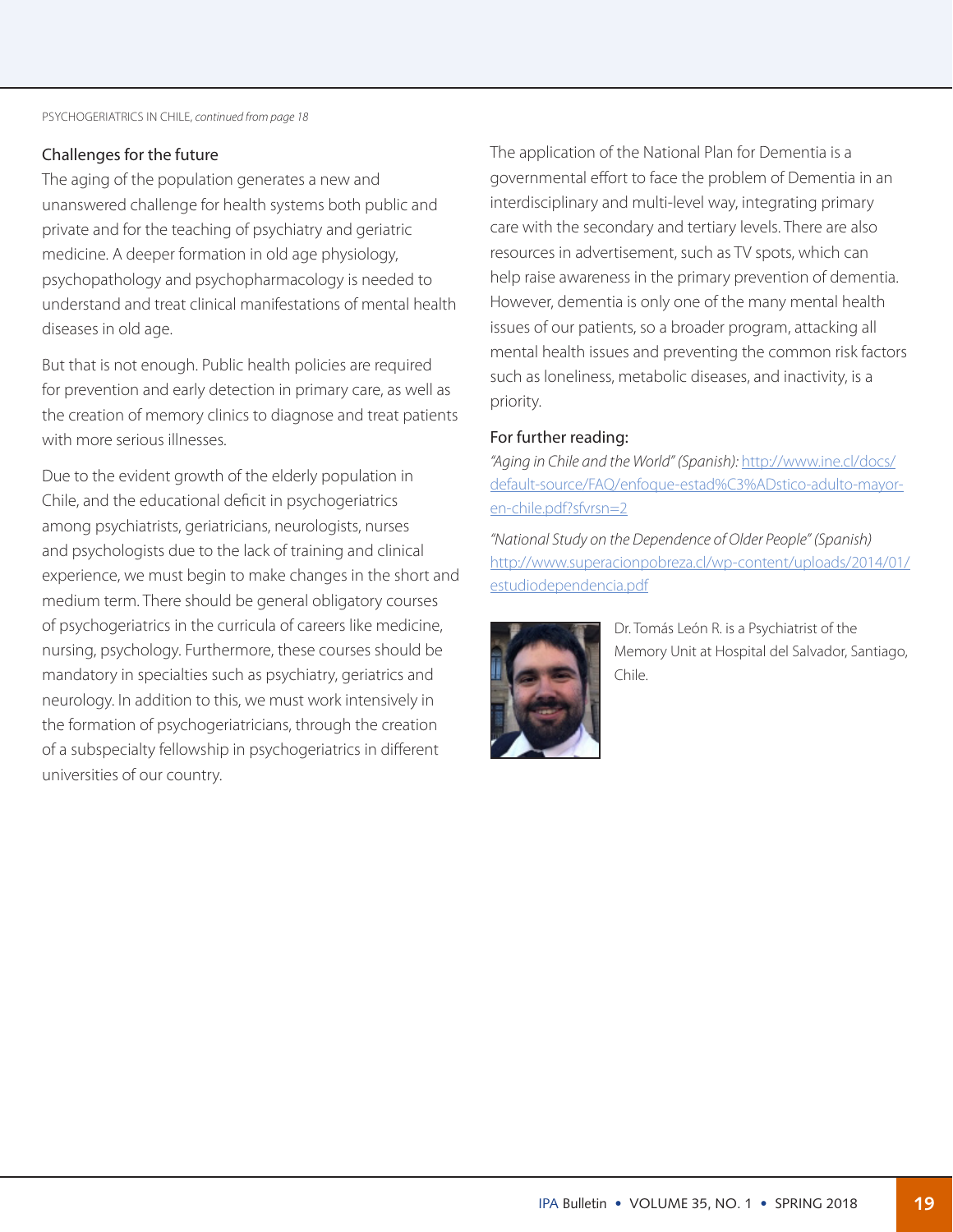PSYCHOGERIATRICS IN CHILE, *continued from page 18*

### Challenges for the future

The aging of the population generates a new and unanswered challenge for health systems both public and private and for the teaching of psychiatry and geriatric medicine. A deeper formation in old age physiology, psychopathology and psychopharmacology is needed to understand and treat clinical manifestations of mental health diseases in old age.

But that is not enough. Public health policies are required for prevention and early detection in primary care, as well as the creation of memory clinics to diagnose and treat patients with more serious illnesses.

Due to the evident growth of the elderly population in Chile, and the educational deficit in psychogeriatrics among psychiatrists, geriatricians, neurologists, nurses and psychologists due to the lack of training and clinical experience, we must begin to make changes in the short and medium term. There should be general obligatory courses of psychogeriatrics in the curricula of careers like medicine, nursing, psychology. Furthermore, these courses should be mandatory in specialties such as psychiatry, geriatrics and neurology. In addition to this, we must work intensively in the formation of psychogeriatricians, through the creation of a subspecialty fellowship in psychogeriatrics in different universities of our country.

The application of the National Plan for Dementia is a governmental effort to face the problem of Dementia in an interdisciplinary and multi-level way, integrating primary care with the secondary and tertiary levels. There are also resources in advertisement, such as TV spots, which can help raise awareness in the primary prevention of dementia. However, dementia is only one of the many mental health issues of our patients, so a broader program, attacking all mental health issues and preventing the common risk factors such as loneliness, metabolic diseases, and inactivity, is a priority.

### For further reading:

*"Aging in Chile and the World" (Spanish):* http://www.ine.cl/docs/default-source/FAQ/enfoque-estad%C3%ADstico-adulto-mayor-en-chile.pdf?sfvrsn=2

*"National Study on the Dependence of Older People" (Spanish)* http://www.superacionpobreza.cl/wp-content/uploads/2014/01/estudiodependencia.pdf

Dr. Tomás León R. is a Psychiatrist of the Memory Unit at Hospital del Salvador, Santiago, Chile.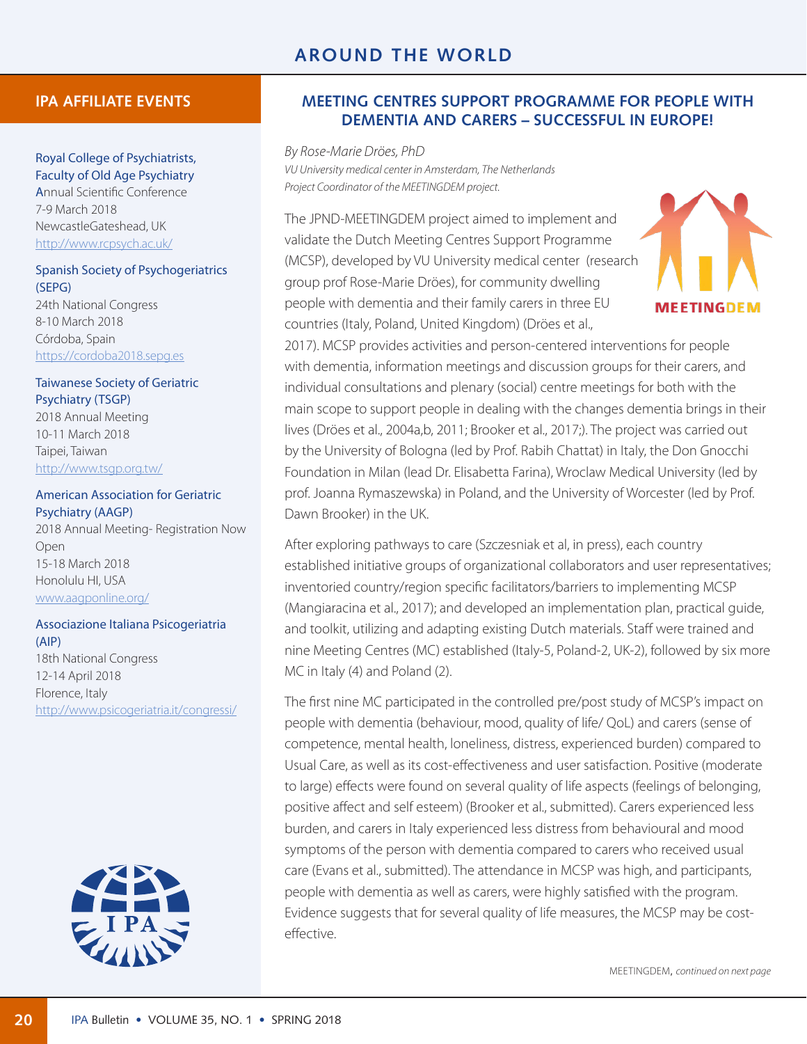# AROUND THE WORLD

## IPA AFFILIATE EVENTS

Royal College of Psychiatrists, Faculty of Old Age Psychiatry
Annual Scientific Conference
7-9 March 2018
NewcastleGateshead, UK
http://www.rcpsych.ac.uk/

Spanish Society of Psychogeriatrics (SEPG)
24th National Congress
8-10 March 2018
Córdoba, Spain
https://cordoba2018.sepg.es

Taiwanese Society of Geriatric Psychiatry (TSGP)
2018 Annual Meeting
10-11 March 2018
Taipei, Taiwan
http://www.tsgp.org.tw/

American Association for Geriatric Psychiatry (AAGP)
2018 Annual Meeting- Registration Now Open
15-18 March 2018
Honolulu HI, USA
www.aagponline.org/

Associazione Italiana Psicogeriatria (AIP)
18th National Congress
12-14 April 2018
Florence, Italy
http://www.psicogeriatria.it/congressi/

## MEETING CENTRES SUPPORT PROGRAMME FOR PEOPLE WITH DEMENTIA AND CARERS – SUCCESSFUL IN EUROPE!

*By Rose-Marie Dröes, PhD*
*VU University medical center in Amsterdam, The Netherlands*
*Project Coordinator of the MEETINGDEM project.*

The JPND-MEETINGDEM project aimed to implement and validate the Dutch Meeting Centres Support Programme (MCSP), developed by VU University medical center (research group prof Rose-Marie Dröes), for community dwelling people with dementia and their family carers in three EU countries (Italy, Poland, United Kingdom) (Dröes et al., 2017). MCSP provides activities and person-centered interventions for people with dementia, information meetings and discussion groups for their carers, and individual consultations and plenary (social) centre meetings for both with the main scope to support people in dealing with the changes dementia brings in their lives (Dröes et al., 2004a,b, 2011; Brooker et al., 2017;). The project was carried out by the University of Bologna (led by Prof. Rabih Chattat) in Italy, the Don Gnocchi Foundation in Milan (lead Dr. Elisabetta Farina), Wroclaw Medical University (led by prof. Joanna Rymaszewska) in Poland, and the University of Worcester (led by Prof. Dawn Brooker) in the UK.

After exploring pathways to care (Szczesniak et al, in press), each country established initiative groups of organizational collaborators and user representatives; inventoried country/region specific facilitators/barriers to implementing MCSP (Mangiaracina et al., 2017); and developed an implementation plan, practical guide, and toolkit, utilizing and adapting existing Dutch materials. Staff were trained and nine Meeting Centres (MC) established (Italy-5, Poland-2, UK-2), followed by six more MC in Italy (4) and Poland (2).

The first nine MC participated in the controlled pre/post study of MCSP's impact on people with dementia (behaviour, mood, quality of life/ QoL) and carers (sense of competence, mental health, loneliness, distress, experienced burden) compared to Usual Care, as well as its cost-effectiveness and user satisfaction. Positive (moderate to large) effects were found on several quality of life aspects (feelings of belonging, positive affect and self esteem) (Brooker et al., submitted). Carers experienced less burden, and carers in Italy experienced less distress from behavioural and mood symptoms of the person with dementia compared to carers who received usual care (Evans et al., submitted). The attendance in MCSP was high, and participants, people with dementia as well as carers, were highly satisfied with the program. Evidence suggests that for several quality of life measures, the MCSP may be cost-effective.

MEETINGDEM, *continued on next page*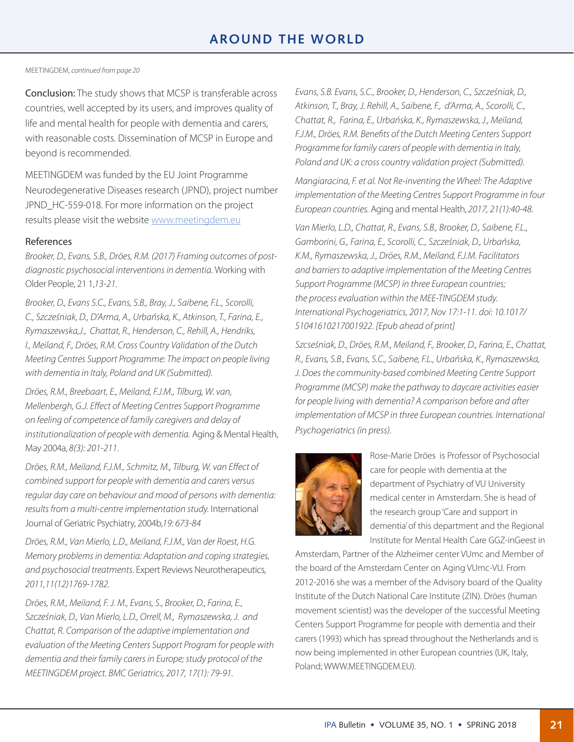MEETINGDEM, *continued from page 20*

**Conclusion:** The study shows that MCSP is transferable across countries, well accepted by its users, and improves quality of life and mental health for people with dementia and carers, with reasonable costs. Dissemination of MCSP in Europe and beyond is recommended.

MEETINGDEM was funded by the EU Joint Programme Neurodegenerative Diseases research (JPND), project number JPND_HC-559-018. For more information on the project results please visit the website www.meetingdem.eu

## References

*Brooker, D., Evans, S.B., Dröes, R.M. (2017) Framing outcomes of post-diagnostic psychosocial interventions in dementia.* Working with Older People, 21 1,*13-21*.

*Brooker, D., Evans S.C., Evans, S.B., Bray, J., Saibene, F.L., Scorolli, C., Szcześniak, D., D'Arma, A., Urbańska, K., Atkinson, T., Farina, E., Rymaszewska,J., Chattat, R., Henderson, C., Rehill, A., Hendriks, I., Meiland, F., Dröes, R.M. Cross Country Validation of the Dutch Meeting Centres Support Programme: The impact on people living with dementia in Italy, Poland and UK (Submitted).*

*Dröes, R.M., Breebaart, E., Meiland, F.J.M., Tilburg, W. van, Mellenbergh, G.J. Effect of Meeting Centres Support Programme on feeling of competence of family caregivers and delay of institutionalization of people with dementia.* Aging & Mental Health, May 2004a, *8(3): 201-211*.

*Dröes, R.M., Meiland, F.J.M., Schmitz, M., Tilburg, W. van Effect of combined support for people with dementia and carers versus regular day care on behaviour and mood of persons with dementia: results from a multi-centre implementation study.* International Journal of Geriatric Psychiatry, 2004b,*19: 673-84*

*Dröes, R.M., Van Mierlo, L.D., Meiland, F.J.M., Van der Roest, H.G. Memory problems in dementia: Adaptation and coping strategies, and psychosocial treatments*. Expert Reviews Neurotherapeutics, *2011,11(12)1769-1782.*

*Dröes, R.M., Meiland, F. J. M., Evans, S., Brooker, D., Farina, E., Szcześniak, D., Van Mierlo, L.D., Orrell, M., Rymaszewska, J. and Chattat, R. Comparison of the adaptive implementation and evaluation of the Meeting Centers Support Program for people with dementia and their family carers in Europe; study protocol of the MEETINGDEM project. BMC Geriatrics, 2017, 17(1): 79-91.*

*Evans, S.B. Evans, S.C., Brooker, D., Henderson, C., Szcześniak, D., Atkinson, T., Bray, J. Rehill, A., Saibene, F., d'Arma, A., Scorolli, C., Chattat, R., Farina, E., Urbańska, K., Rymaszewska, J., Meiland, F.J.M., Dröes, R.M. Benefits of the Dutch Meeting Centers Support Programme for family carers of people with dementia in Italy, Poland and UK: a cross country validation project (Submitted).*

*Mangiaracina, F. et al. Not Re-inventing the Wheel: The Adaptive implementation of the Meeting Centres Support Programme in four European countries.* Aging and mental Health, *2017, 21(1):40-48.*

*Van Mierlo, L.D., Chattat, R., Evans, S.B., Brooker, D., Saibene, F.L., Gamborini, G., Farina, E., Scorolli, C., Szcześniak, D., Urbańska, K.M., Rymaszewska, J., Dröes, R.M., Meiland, F.J.M. Facilitators and barriers to adaptive implementation of the Meeting Centres Support Programme (MCSP) in three European countries; the process evaluation within the MEE-TINGDEM study. International Psychogeriatrics, 2017, Nov 17:1-11. doi: 10.1017/ S1041610217001922. [Epub ahead of print]*

*Szcseśniak, D., Dröes, R.M., Meiland, F., Brooker, D., Farina, E., Chattat, R., Evans, S.B., Evans, S.C., Saibene, F.L., Urbańska, K., Rymaszewska, J. Does the community-based combined Meeting Centre Support Programme (MCSP) make the pathway to daycare activities easier for people living with dementia? A comparison before and after implementation of MCSP in three European countries. International Psychogeriatrics (in press).*

Rose-Marie Dröes is Professor of Psychosocial care for people with dementia at the department of Psychiatry of VU University medical center in Amsterdam. She is head of the research group 'Care and support in dementia' of this department and the Regional Institute for Mental Health Care GGZ-inGeest in Amsterdam, Partner of the Alzheimer center VUmc and Member of the board of the Amsterdam Center on Aging VUmc-VU. From 2012-2016 she was a member of the Advisory board of the Quality Institute of the Dutch National Care Institute (ZIN). Dröes (human movement scientist) was the developer of the successful Meeting Centers Support Programme for people with dementia and their carers (1993) which has spread throughout the Netherlands and is now being implemented in other European countries (UK, Italy, Poland; WWW.MEETINGDEM.EU).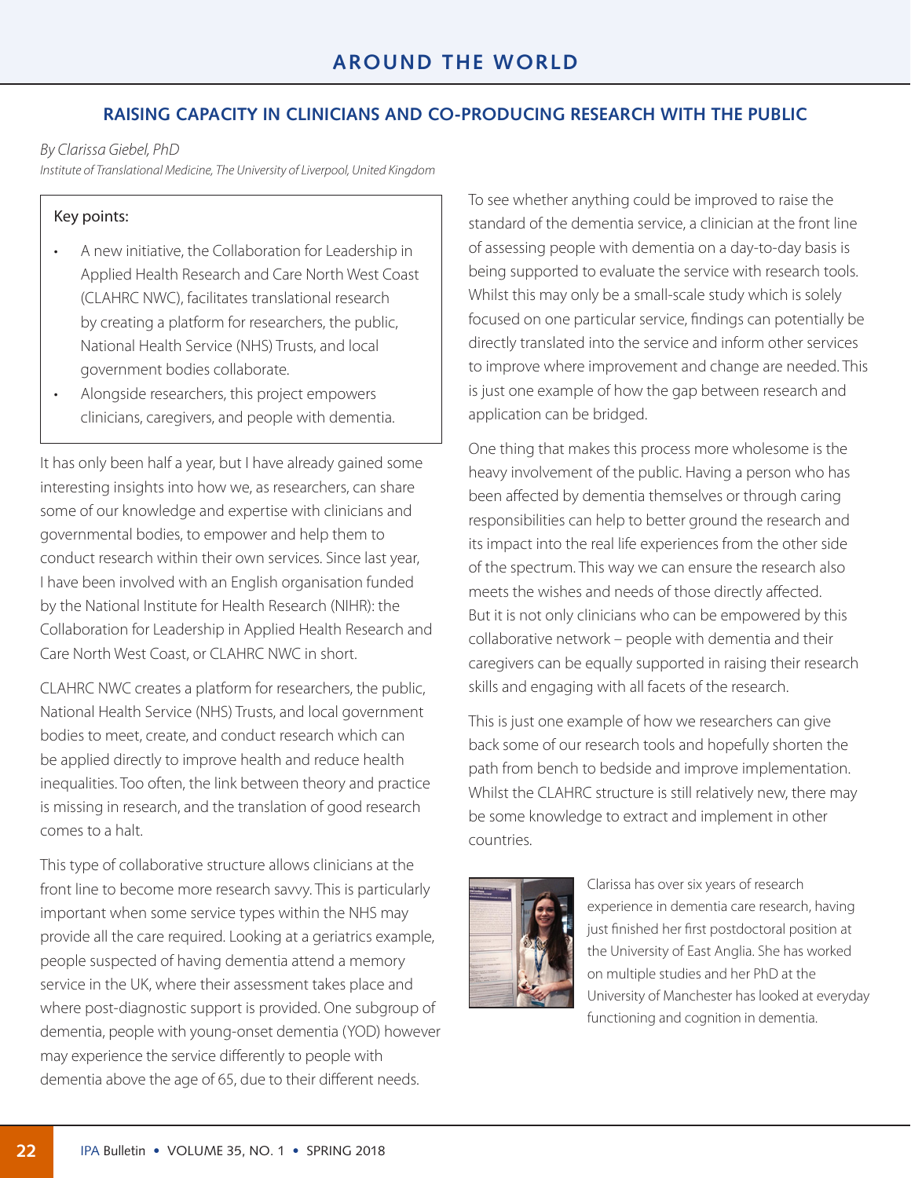## AROUND THE WORLD

### RAISING CAPACITY IN CLINICIANS AND CO-PRODUCING RESEARCH WITH THE PUBLIC

*By Clarissa Giebel, PhD*

*Institute of Translational Medicine, The University of Liverpool, United Kingdom*

Key points:

- A new initiative, the Collaboration for Leadership in Applied Health Research and Care North West Coast (CLAHRC NWC), facilitates translational research by creating a platform for researchers, the public, National Health Service (NHS) Trusts, and local government bodies collaborate.
- Alongside researchers, this project empowers clinicians, caregivers, and people with dementia.

It has only been half a year, but I have already gained some interesting insights into how we, as researchers, can share some of our knowledge and expertise with clinicians and governmental bodies, to empower and help them to conduct research within their own services. Since last year, I have been involved with an English organisation funded by the National Institute for Health Research (NIHR): the Collaboration for Leadership in Applied Health Research and Care North West Coast, or CLAHRC NWC in short.

CLAHRC NWC creates a platform for researchers, the public, National Health Service (NHS) Trusts, and local government bodies to meet, create, and conduct research which can be applied directly to improve health and reduce health inequalities. Too often, the link between theory and practice is missing in research, and the translation of good research comes to a halt.

This type of collaborative structure allows clinicians at the front line to become more research savvy. This is particularly important when some service types within the NHS may provide all the care required. Looking at a geriatrics example, people suspected of having dementia attend a memory service in the UK, where their assessment takes place and where post-diagnostic support is provided. One subgroup of dementia, people with young-onset dementia (YOD) however may experience the service differently to people with dementia above the age of 65, due to their different needs.

To see whether anything could be improved to raise the standard of the dementia service, a clinician at the front line of assessing people with dementia on a day-to-day basis is being supported to evaluate the service with research tools. Whilst this may only be a small-scale study which is solely focused on one particular service, findings can potentially be directly translated into the service and inform other services to improve where improvement and change are needed. This is just one example of how the gap between research and application can be bridged.

One thing that makes this process more wholesome is the heavy involvement of the public. Having a person who has been affected by dementia themselves or through caring responsibilities can help to better ground the research and its impact into the real life experiences from the other side of the spectrum. This way we can ensure the research also meets the wishes and needs of those directly affected. But it is not only clinicians who can be empowered by this collaborative network – people with dementia and their caregivers can be equally supported in raising their research skills and engaging with all facets of the research.

This is just one example of how we researchers can give back some of our research tools and hopefully shorten the path from bench to bedside and improve implementation. Whilst the CLAHRC structure is still relatively new, there may be some knowledge to extract and implement in other countries.

Clarissa has over six years of research experience in dementia care research, having just finished her first postdoctoral position at the University of East Anglia. She has worked on multiple studies and her PhD at the University of Manchester has looked at everyday functioning and cognition in dementia.